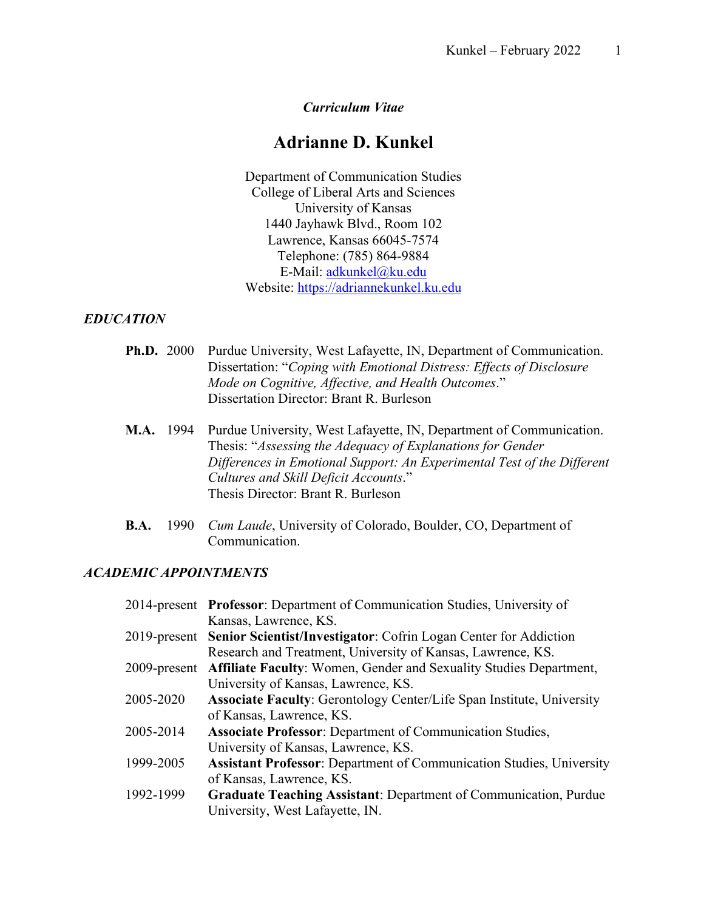*Curriculum Vitae*

# Adrianne D. Kunkel

Department of Communication Studies
College of Liberal Arts and Sciences
University of Kansas
1440 Jayhawk Blvd., Room 102
Lawrence, Kansas 66045-7574
Telephone: (785) 864-9884
E-Mail: adkunkel@ku.edu
Website: https://adriannekunkel.ku.edu

## *EDUCATION*

**Ph.D.** 2000 Purdue University, West Lafayette, IN, Department of Communication. Dissertation: "*Coping with Emotional Distress: Effects of Disclosure Mode on Cognitive, Affective, and Health Outcomes*." Dissertation Director: Brant R. Burleson

**M.A.** 1994 Purdue University, West Lafayette, IN, Department of Communication. Thesis: "*Assessing the Adequacy of Explanations for Gender Differences in Emotional Support: An Experimental Test of the Different Cultures and Skill Deficit Accounts*." Thesis Director: Brant R. Burleson

**B.A.** 1990 *Cum Laude*, University of Colorado, Boulder, CO, Department of Communication.

## *ACADEMIC APPOINTMENTS*

2014-present **Professor**: Department of Communication Studies, University of Kansas, Lawrence, KS.

2019-present **Senior Scientist/Investigator**: Cofrin Logan Center for Addiction Research and Treatment, University of Kansas, Lawrence, KS.

2009-present **Affiliate Faculty**: Women, Gender and Sexuality Studies Department, University of Kansas, Lawrence, KS.

2005-2020 **Associate Faculty**: Gerontology Center/Life Span Institute, University of Kansas, Lawrence, KS.

2005-2014 **Associate Professor**: Department of Communication Studies, University of Kansas, Lawrence, KS.

1999-2005 **Assistant Professor**: Department of Communication Studies, University of Kansas, Lawrence, KS.

1992-1999 **Graduate Teaching Assistant**: Department of Communication, Purdue University, West Lafayette, IN.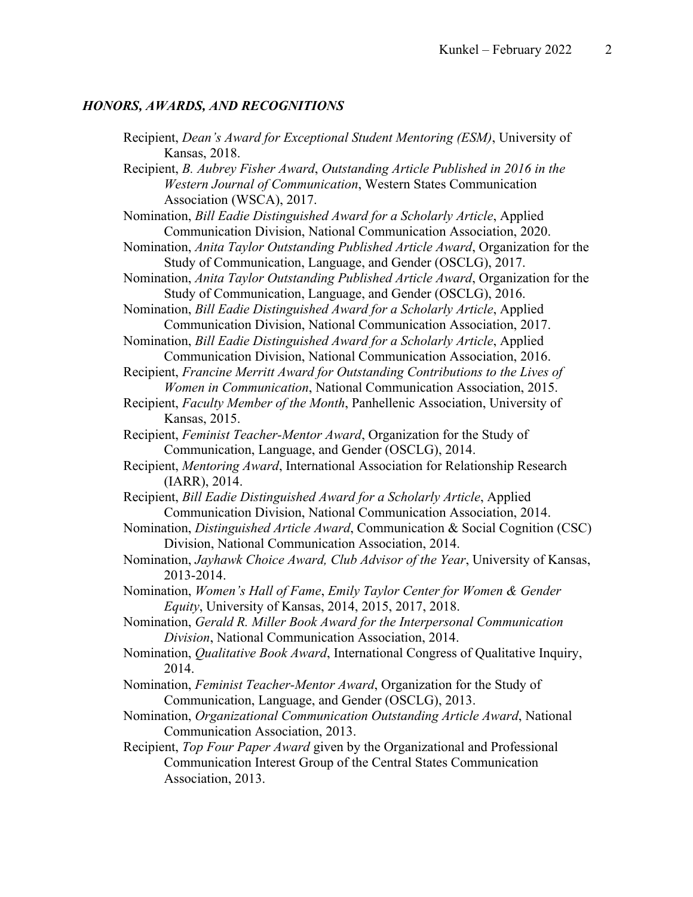### ***HONORS, AWARDS, AND RECOGNITIONS***

Recipient, *Dean's Award for Exceptional Student Mentoring (ESM)*, University of Kansas, 2018.

Recipient, *B. Aubrey Fisher Award*, *Outstanding Article Published in 2016 in the Western Journal of Communication*, Western States Communication Association (WSCA), 2017.

Nomination, *Bill Eadie Distinguished Award for a Scholarly Article*, Applied Communication Division, National Communication Association, 2020.

Nomination, *Anita Taylor Outstanding Published Article Award*, Organization for the Study of Communication, Language, and Gender (OSCLG), 2017.

Nomination, *Anita Taylor Outstanding Published Article Award*, Organization for the Study of Communication, Language, and Gender (OSCLG), 2016.

Nomination, *Bill Eadie Distinguished Award for a Scholarly Article*, Applied Communication Division, National Communication Association, 2017.

Nomination, *Bill Eadie Distinguished Award for a Scholarly Article*, Applied Communication Division, National Communication Association, 2016.

Recipient, *Francine Merritt Award for Outstanding Contributions to the Lives of Women in Communication*, National Communication Association, 2015.

Recipient, *Faculty Member of the Month*, Panhellenic Association, University of Kansas, 2015.

Recipient, *Feminist Teacher-Mentor Award*, Organization for the Study of Communication, Language, and Gender (OSCLG), 2014.

Recipient, *Mentoring Award*, International Association for Relationship Research (IARR), 2014.

Recipient, *Bill Eadie Distinguished Award for a Scholarly Article*, Applied Communication Division, National Communication Association, 2014.

Nomination, *Distinguished Article Award*, Communication & Social Cognition (CSC) Division, National Communication Association, 2014.

Nomination, *Jayhawk Choice Award, Club Advisor of the Year*, University of Kansas, 2013-2014.

Nomination, *Women's Hall of Fame*, *Emily Taylor Center for Women & Gender Equity*, University of Kansas, 2014, 2015, 2017, 2018.

Nomination, *Gerald R. Miller Book Award for the Interpersonal Communication Division*, National Communication Association, 2014.

Nomination, *Qualitative Book Award*, International Congress of Qualitative Inquiry, 2014.

Nomination, *Feminist Teacher-Mentor Award*, Organization for the Study of Communication, Language, and Gender (OSCLG), 2013.

Nomination, *Organizational Communication Outstanding Article Award*, National Communication Association, 2013.

Recipient, *Top Four Paper Award* given by the Organizational and Professional Communication Interest Group of the Central States Communication Association, 2013.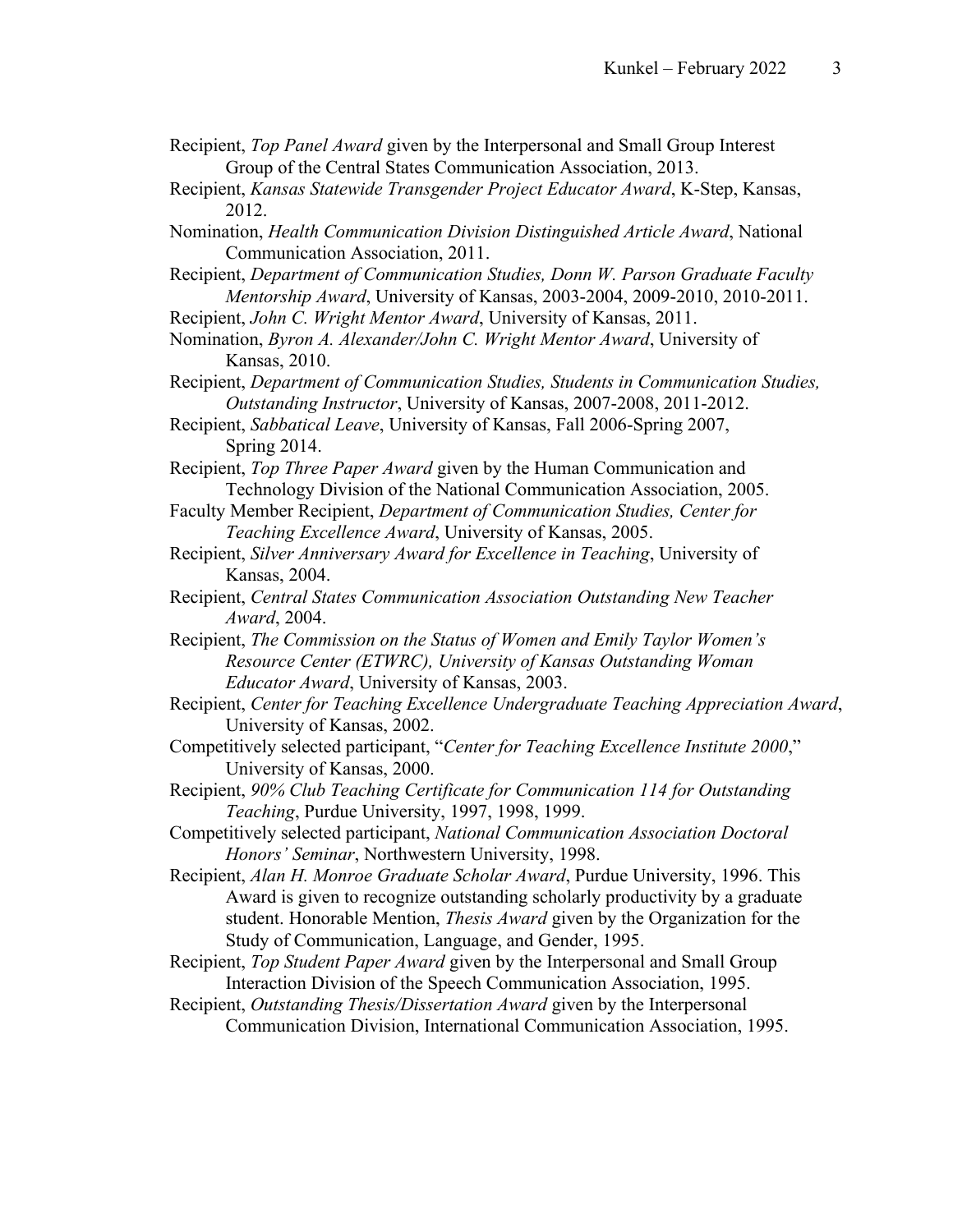Recipient, *Top Panel Award* given by the Interpersonal and Small Group Interest Group of the Central States Communication Association, 2013.

Recipient, *Kansas Statewide Transgender Project Educator Award*, K-Step, Kansas, 2012.

Nomination, *Health Communication Division Distinguished Article Award*, National Communication Association, 2011.

Recipient, *Department of Communication Studies, Donn W. Parson Graduate Faculty Mentorship Award*, University of Kansas, 2003-2004, 2009-2010, 2010-2011.

Recipient, *John C. Wright Mentor Award*, University of Kansas, 2011.

Nomination, *Byron A. Alexander/John C. Wright Mentor Award*, University of Kansas, 2010.

Recipient, *Department of Communication Studies, Students in Communication Studies, Outstanding Instructor*, University of Kansas, 2007-2008, 2011-2012.

Recipient, *Sabbatical Leave*, University of Kansas, Fall 2006-Spring 2007, Spring 2014.

Recipient, *Top Three Paper Award* given by the Human Communication and Technology Division of the National Communication Association, 2005.

Faculty Member Recipient, *Department of Communication Studies, Center for Teaching Excellence Award*, University of Kansas, 2005.

Recipient, *Silver Anniversary Award for Excellence in Teaching*, University of Kansas, 2004.

Recipient, *Central States Communication Association Outstanding New Teacher Award*, 2004.

Recipient, *The Commission on the Status of Women and Emily Taylor Women's Resource Center (ETWRC), University of Kansas Outstanding Woman Educator Award*, University of Kansas, 2003.

Recipient, *Center for Teaching Excellence Undergraduate Teaching Appreciation Award*, University of Kansas, 2002.

Competitively selected participant, "*Center for Teaching Excellence Institute 2000*," University of Kansas, 2000.

Recipient, *90% Club Teaching Certificate for Communication 114 for Outstanding Teaching*, Purdue University, 1997, 1998, 1999.

Competitively selected participant, *National Communication Association Doctoral Honors' Seminar*, Northwestern University, 1998.

Recipient, *Alan H. Monroe Graduate Scholar Award*, Purdue University, 1996. This Award is given to recognize outstanding scholarly productivity by a graduate student. Honorable Mention, *Thesis Award* given by the Organization for the Study of Communication, Language, and Gender, 1995.

Recipient, *Top Student Paper Award* given by the Interpersonal and Small Group Interaction Division of the Speech Communication Association, 1995.

Recipient, *Outstanding Thesis/Dissertation Award* given by the Interpersonal Communication Division, International Communication Association, 1995.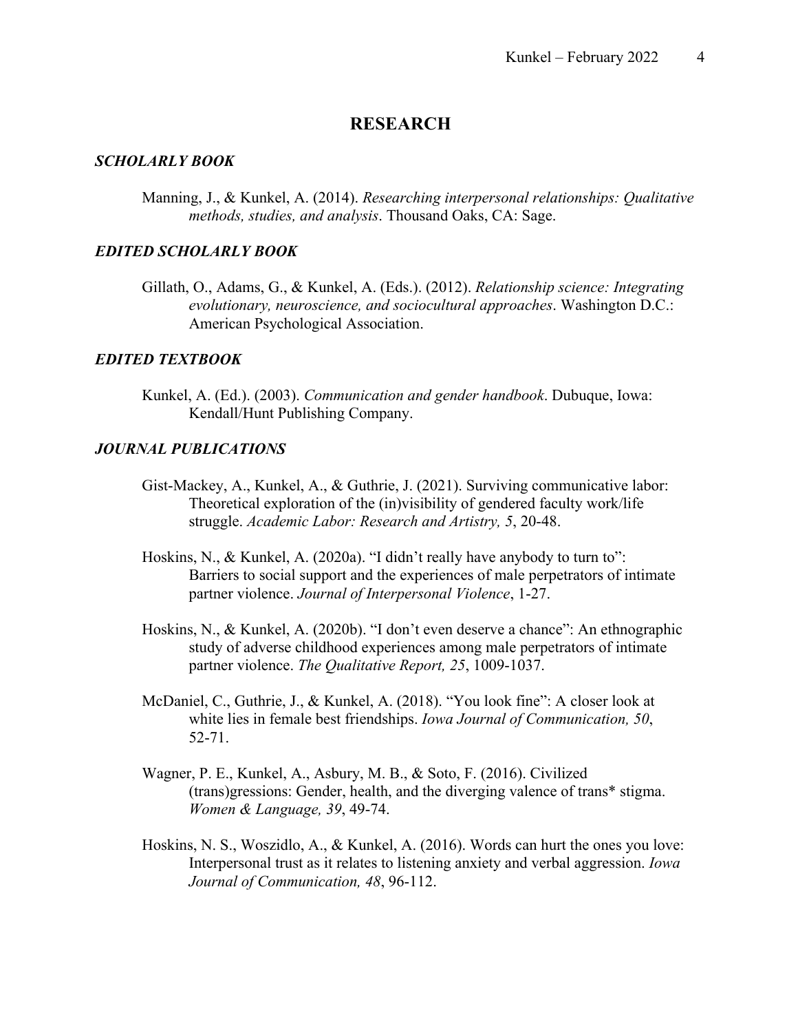# RESEARCH

## *SCHOLARLY BOOK*

Manning, J., & Kunkel, A. (2014). *Researching interpersonal relationships: Qualitative methods, studies, and analysis*. Thousand Oaks, CA: Sage.

## *EDITED SCHOLARLY BOOK*

Gillath, O., Adams, G., & Kunkel, A. (Eds.). (2012). *Relationship science: Integrating evolutionary, neuroscience, and sociocultural approaches*. Washington D.C.: American Psychological Association.

## *EDITED TEXTBOOK*

Kunkel, A. (Ed.). (2003). *Communication and gender handbook*. Dubuque, Iowa: Kendall/Hunt Publishing Company.

## *JOURNAL PUBLICATIONS*

Gist-Mackey, A., Kunkel, A., & Guthrie, J. (2021). Surviving communicative labor: Theoretical exploration of the (in)visibility of gendered faculty work/life struggle. *Academic Labor: Research and Artistry, 5*, 20-48.

Hoskins, N., & Kunkel, A. (2020a). "I didn't really have anybody to turn to": Barriers to social support and the experiences of male perpetrators of intimate partner violence. *Journal of Interpersonal Violence*, 1-27.

Hoskins, N., & Kunkel, A. (2020b). "I don't even deserve a chance": An ethnographic study of adverse childhood experiences among male perpetrators of intimate partner violence. *The Qualitative Report, 25*, 1009-1037.

McDaniel, C., Guthrie, J., & Kunkel, A. (2018). "You look fine": A closer look at white lies in female best friendships. *Iowa Journal of Communication, 50*, 52-71.

Wagner, P. E., Kunkel, A., Asbury, M. B., & Soto, F. (2016). Civilized (trans)gressions: Gender, health, and the diverging valence of trans* stigma. *Women & Language, 39*, 49-74.

Hoskins, N. S., Woszidlo, A., & Kunkel, A. (2016). Words can hurt the ones you love: Interpersonal trust as it relates to listening anxiety and verbal aggression. *Iowa Journal of Communication, 48*, 96-112.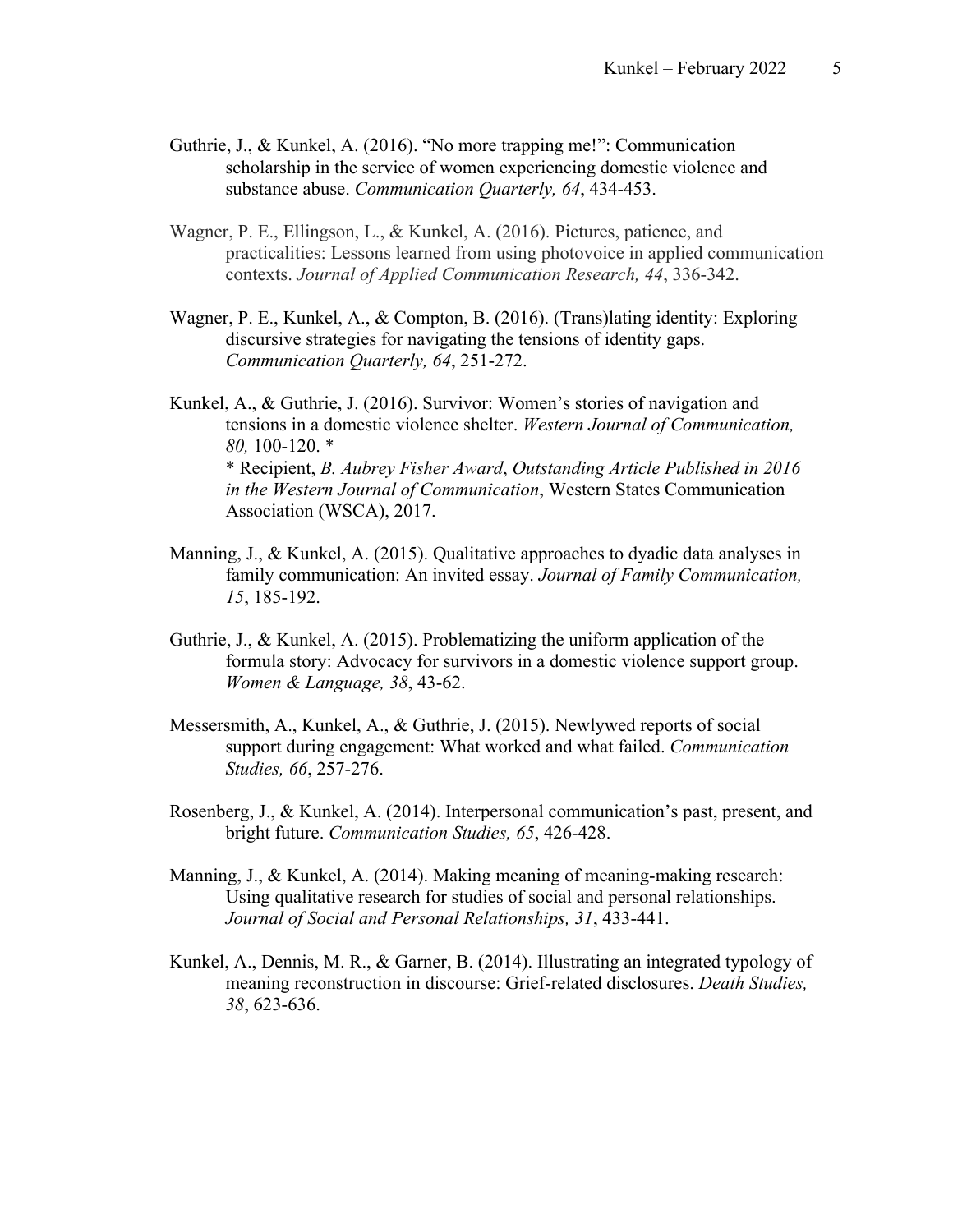Guthrie, J., & Kunkel, A. (2016). "No more trapping me!": Communication scholarship in the service of women experiencing domestic violence and substance abuse. *Communication Quarterly, 64*, 434-453.

Wagner, P. E., Ellingson, L., & Kunkel, A. (2016). Pictures, patience, and practicalities: Lessons learned from using photovoice in applied communication contexts. *Journal of Applied Communication Research, 44*, 336-342.

Wagner, P. E., Kunkel, A., & Compton, B. (2016). (Trans)lating identity: Exploring discursive strategies for navigating the tensions of identity gaps. *Communication Quarterly, 64*, 251-272.

Kunkel, A., & Guthrie, J. (2016). Survivor: Women's stories of navigation and tensions in a domestic violence shelter. *Western Journal of Communication, 80,* 100-120. *
* Recipient, *B. Aubrey Fisher Award*, *Outstanding Article Published in 2016 in the Western Journal of Communication*, Western States Communication Association (WSCA), 2017.

Manning, J., & Kunkel, A. (2015). Qualitative approaches to dyadic data analyses in family communication: An invited essay. *Journal of Family Communication, 15*, 185-192.

Guthrie, J., & Kunkel, A. (2015). Problematizing the uniform application of the formula story: Advocacy for survivors in a domestic violence support group. *Women & Language, 38*, 43-62.

Messersmith, A., Kunkel, A., & Guthrie, J. (2015). Newlywed reports of social support during engagement: What worked and what failed. *Communication Studies, 66*, 257-276.

Rosenberg, J., & Kunkel, A. (2014). Interpersonal communication's past, present, and bright future. *Communication Studies, 65*, 426-428.

Manning, J., & Kunkel, A. (2014). Making meaning of meaning-making research: Using qualitative research for studies of social and personal relationships. *Journal of Social and Personal Relationships, 31*, 433-441.

Kunkel, A., Dennis, M. R., & Garner, B. (2014). Illustrating an integrated typology of meaning reconstruction in discourse: Grief-related disclosures. *Death Studies, 38*, 623-636.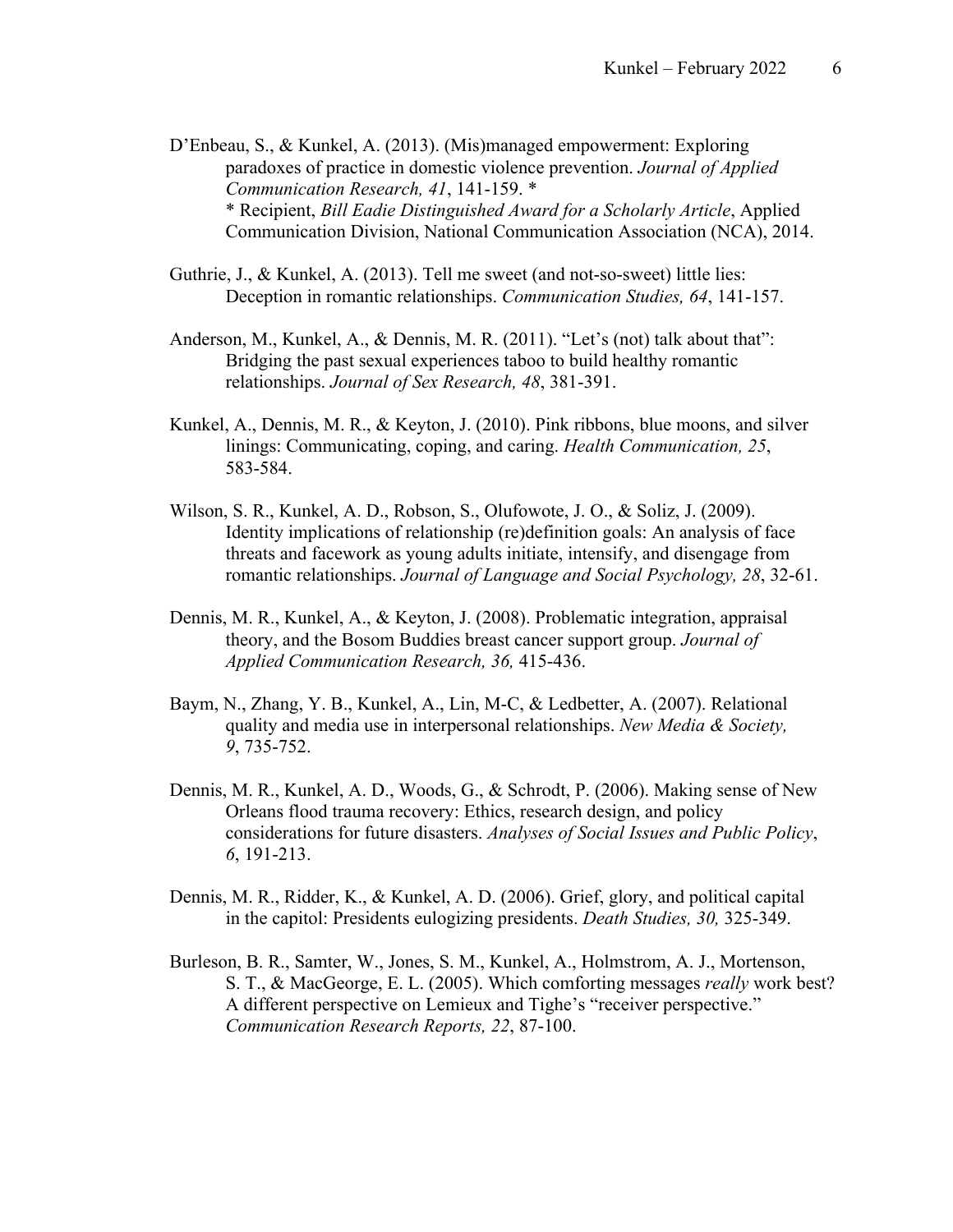D'Enbeau, S., & Kunkel, A. (2013). (Mis)managed empowerment: Exploring paradoxes of practice in domestic violence prevention. *Journal of Applied Communication Research, 41*, 141-159. *
* Recipient, *Bill Eadie Distinguished Award for a Scholarly Article*, Applied Communication Division, National Communication Association (NCA), 2014.

Guthrie, J., & Kunkel, A. (2013). Tell me sweet (and not-so-sweet) little lies: Deception in romantic relationships. *Communication Studies, 64*, 141-157.

Anderson, M., Kunkel, A., & Dennis, M. R. (2011). "Let's (not) talk about that": Bridging the past sexual experiences taboo to build healthy romantic relationships. *Journal of Sex Research, 48*, 381-391.

Kunkel, A., Dennis, M. R., & Keyton, J. (2010). Pink ribbons, blue moons, and silver linings: Communicating, coping, and caring. *Health Communication, 25*, 583-584.

Wilson, S. R., Kunkel, A. D., Robson, S., Olufowote, J. O., & Soliz, J. (2009). Identity implications of relationship (re)definition goals: An analysis of face threats and facework as young adults initiate, intensify, and disengage from romantic relationships. *Journal of Language and Social Psychology, 28*, 32-61.

Dennis, M. R., Kunkel, A., & Keyton, J. (2008). Problematic integration, appraisal theory, and the Bosom Buddies breast cancer support group. *Journal of Applied Communication Research, 36,* 415-436.

Baym, N., Zhang, Y. B., Kunkel, A., Lin, M-C, & Ledbetter, A. (2007). Relational quality and media use in interpersonal relationships. *New Media & Society, 9*, 735-752.

Dennis, M. R., Kunkel, A. D., Woods, G., & Schrodt, P. (2006). Making sense of New Orleans flood trauma recovery: Ethics, research design, and policy considerations for future disasters. *Analyses of Social Issues and Public Policy*, *6*, 191-213.

Dennis, M. R., Ridder, K., & Kunkel, A. D. (2006). Grief, glory, and political capital in the capitol: Presidents eulogizing presidents. *Death Studies, 30,* 325-349.

Burleson, B. R., Samter, W., Jones, S. M., Kunkel, A., Holmstrom, A. J., Mortenson, S. T., & MacGeorge, E. L. (2005). Which comforting messages *really* work best? A different perspective on Lemieux and Tighe's "receiver perspective." *Communication Research Reports, 22*, 87-100.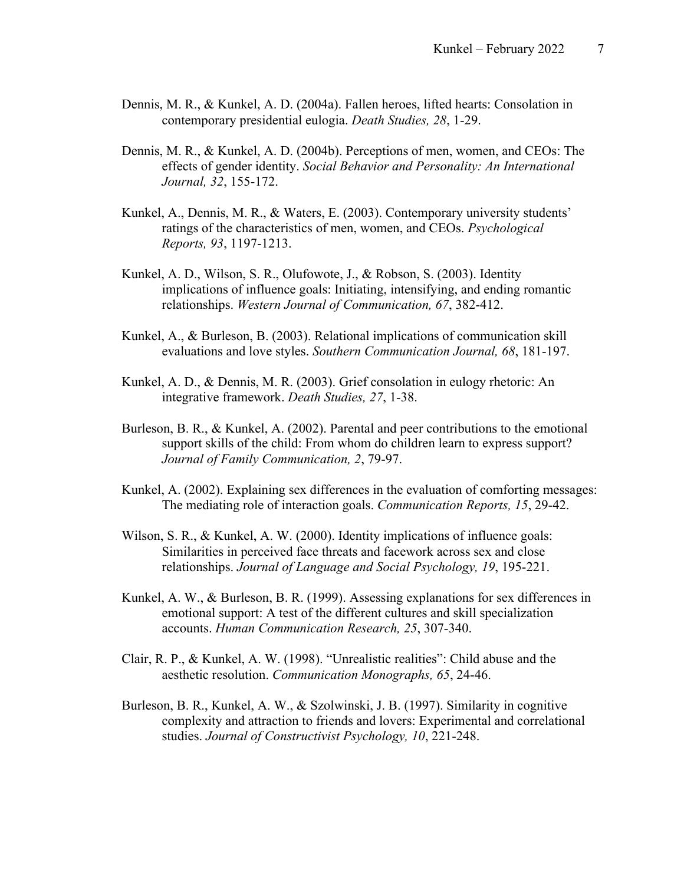Dennis, M. R., & Kunkel, A. D. (2004a). Fallen heroes, lifted hearts: Consolation in contemporary presidential eulogia. *Death Studies, 28*, 1-29.

Dennis, M. R., & Kunkel, A. D. (2004b). Perceptions of men, women, and CEOs: The effects of gender identity. *Social Behavior and Personality: An International Journal, 32*, 155-172.

Kunkel, A., Dennis, M. R., & Waters, E. (2003). Contemporary university students' ratings of the characteristics of men, women, and CEOs. *Psychological Reports, 93*, 1197-1213.

Kunkel, A. D., Wilson, S. R., Olufowote, J., & Robson, S. (2003). Identity implications of influence goals: Initiating, intensifying, and ending romantic relationships. *Western Journal of Communication, 67*, 382-412.

Kunkel, A., & Burleson, B. (2003). Relational implications of communication skill evaluations and love styles. *Southern Communication Journal, 68*, 181-197.

Kunkel, A. D., & Dennis, M. R. (2003). Grief consolation in eulogy rhetoric: An integrative framework. *Death Studies, 27*, 1-38.

Burleson, B. R., & Kunkel, A. (2002). Parental and peer contributions to the emotional support skills of the child: From whom do children learn to express support? *Journal of Family Communication, 2*, 79-97.

Kunkel, A. (2002). Explaining sex differences in the evaluation of comforting messages: The mediating role of interaction goals. *Communication Reports, 15*, 29-42.

Wilson, S. R., & Kunkel, A. W. (2000). Identity implications of influence goals: Similarities in perceived face threats and facework across sex and close relationships. *Journal of Language and Social Psychology, 19*, 195-221.

Kunkel, A. W., & Burleson, B. R. (1999). Assessing explanations for sex differences in emotional support: A test of the different cultures and skill specialization accounts. *Human Communication Research, 25*, 307-340.

Clair, R. P., & Kunkel, A. W. (1998). "Unrealistic realities": Child abuse and the aesthetic resolution. *Communication Monographs, 65*, 24-46.

Burleson, B. R., Kunkel, A. W., & Szolwinski, J. B. (1997). Similarity in cognitive complexity and attraction to friends and lovers: Experimental and correlational studies. *Journal of Constructivist Psychology, 10*, 221-248.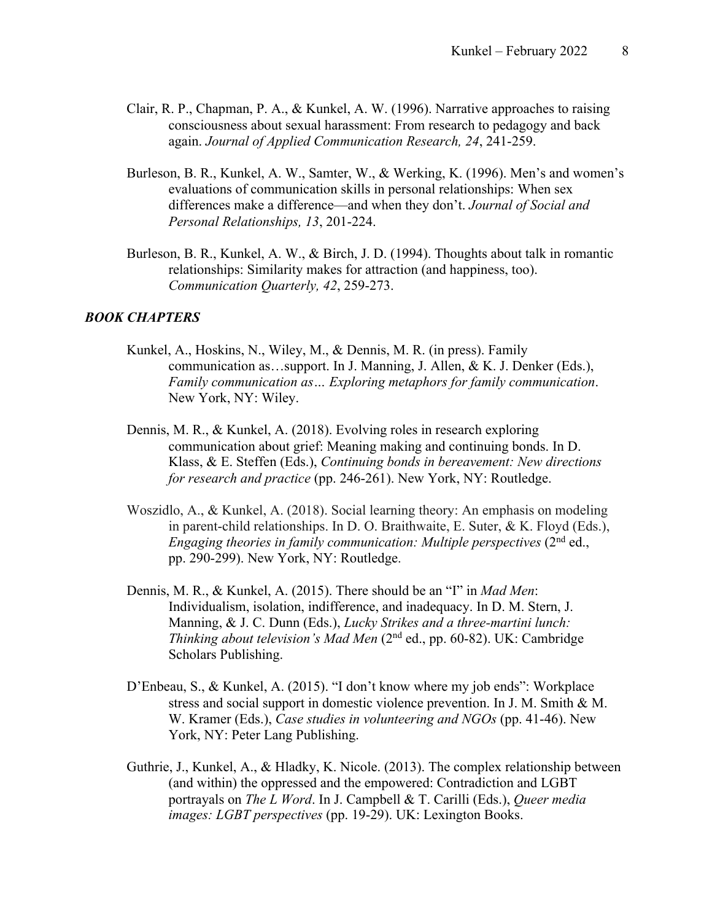Clair, R. P., Chapman, P. A., & Kunkel, A. W. (1996). Narrative approaches to raising consciousness about sexual harassment: From research to pedagogy and back again. *Journal of Applied Communication Research, 24*, 241-259.

Burleson, B. R., Kunkel, A. W., Samter, W., & Werking, K. (1996). Men's and women's evaluations of communication skills in personal relationships: When sex differences make a difference—and when they don't. *Journal of Social and Personal Relationships, 13*, 201-224.

Burleson, B. R., Kunkel, A. W., & Birch, J. D. (1994). Thoughts about talk in romantic relationships: Similarity makes for attraction (and happiness, too). *Communication Quarterly, 42*, 259-273.

### *BOOK CHAPTERS*

Kunkel, A., Hoskins, N., Wiley, M., & Dennis, M. R. (in press). Family communication as…support. In J. Manning, J. Allen, & K. J. Denker (Eds.), *Family communication as… Exploring metaphors for family communication*. New York, NY: Wiley.

Dennis, M. R., & Kunkel, A. (2018). Evolving roles in research exploring communication about grief: Meaning making and continuing bonds. In D. Klass, & E. Steffen (Eds.), *Continuing bonds in bereavement: New directions for research and practice* (pp. 246-261). New York, NY: Routledge.

Woszidlo, A., & Kunkel, A. (2018). Social learning theory: An emphasis on modeling in parent-child relationships. In D. O. Braithwaite, E. Suter, & K. Floyd (Eds.), *Engaging theories in family communication: Multiple perspectives* (2nd ed., pp. 290-299). New York, NY: Routledge.

Dennis, M. R., & Kunkel, A. (2015). There should be an "I" in *Mad Men*: Individualism, isolation, indifference, and inadequacy. In D. M. Stern, J. Manning, & J. C. Dunn (Eds.), *Lucky Strikes and a three-martini lunch: Thinking about television's Mad Men* (2nd ed., pp. 60-82). UK: Cambridge Scholars Publishing.

D'Enbeau, S., & Kunkel, A. (2015). "I don't know where my job ends": Workplace stress and social support in domestic violence prevention. In J. M. Smith & M. W. Kramer (Eds.), *Case studies in volunteering and NGOs* (pp. 41-46). New York, NY: Peter Lang Publishing.

Guthrie, J., Kunkel, A., & Hladky, K. Nicole. (2013). The complex relationship between (and within) the oppressed and the empowered: Contradiction and LGBT portrayals on *The L Word*. In J. Campbell & T. Carilli (Eds.), *Queer media images: LGBT perspectives* (pp. 19-29). UK: Lexington Books.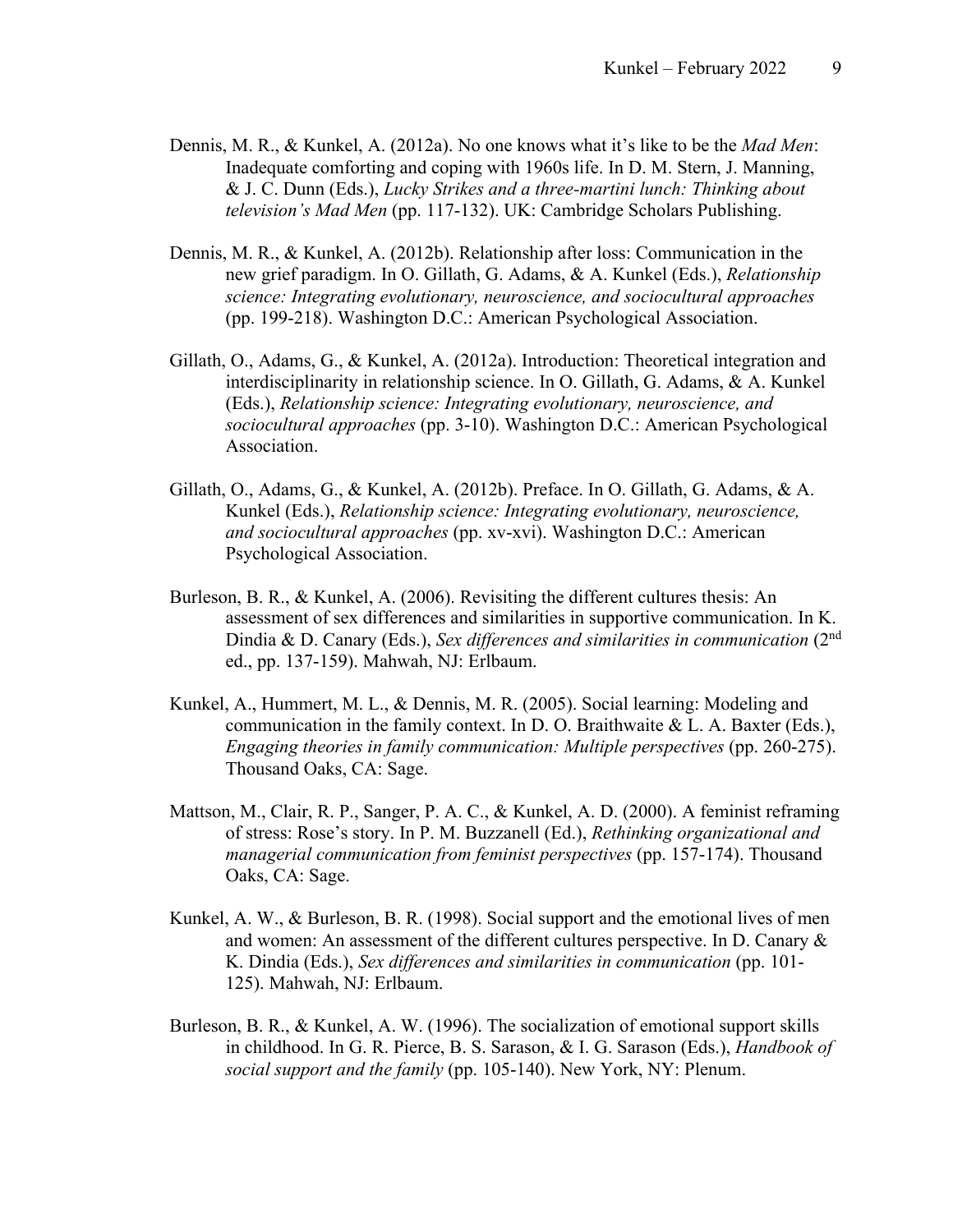Dennis, M. R., & Kunkel, A. (2012a). No one knows what it's like to be the *Mad Men*: Inadequate comforting and coping with 1960s life. In D. M. Stern, J. Manning, & J. C. Dunn (Eds.), *Lucky Strikes and a three-martini lunch: Thinking about television's Mad Men* (pp. 117-132). UK: Cambridge Scholars Publishing.

Dennis, M. R., & Kunkel, A. (2012b). Relationship after loss: Communication in the new grief paradigm. In O. Gillath, G. Adams, & A. Kunkel (Eds.), *Relationship science: Integrating evolutionary, neuroscience, and sociocultural approaches* (pp. 199-218). Washington D.C.: American Psychological Association.

Gillath, O., Adams, G., & Kunkel, A. (2012a). Introduction: Theoretical integration and interdisciplinarity in relationship science. In O. Gillath, G. Adams, & A. Kunkel (Eds.), *Relationship science: Integrating evolutionary, neuroscience, and sociocultural approaches* (pp. 3-10). Washington D.C.: American Psychological Association.

Gillath, O., Adams, G., & Kunkel, A. (2012b). Preface. In O. Gillath, G. Adams, & A. Kunkel (Eds.), *Relationship science: Integrating evolutionary, neuroscience, and sociocultural approaches* (pp. xv-xvi). Washington D.C.: American Psychological Association.

Burleson, B. R., & Kunkel, A. (2006). Revisiting the different cultures thesis: An assessment of sex differences and similarities in supportive communication. In K. Dindia & D. Canary (Eds.), *Sex differences and similarities in communication* (2nd ed., pp. 137-159). Mahwah, NJ: Erlbaum.

Kunkel, A., Hummert, M. L., & Dennis, M. R. (2005). Social learning: Modeling and communication in the family context. In D. O. Braithwaite & L. A. Baxter (Eds.), *Engaging theories in family communication: Multiple perspectives* (pp. 260-275). Thousand Oaks, CA: Sage.

Mattson, M., Clair, R. P., Sanger, P. A. C., & Kunkel, A. D. (2000). A feminist reframing of stress: Rose's story. In P. M. Buzzanell (Ed.), *Rethinking organizational and managerial communication from feminist perspectives* (pp. 157-174). Thousand Oaks, CA: Sage.

Kunkel, A. W., & Burleson, B. R. (1998). Social support and the emotional lives of men and women: An assessment of the different cultures perspective. In D. Canary & K. Dindia (Eds.), *Sex differences and similarities in communication* (pp. 101-125). Mahwah, NJ: Erlbaum.

Burleson, B. R., & Kunkel, A. W. (1996). The socialization of emotional support skills in childhood. In G. R. Pierce, B. S. Sarason, & I. G. Sarason (Eds.), *Handbook of social support and the family* (pp. 105-140). New York, NY: Plenum.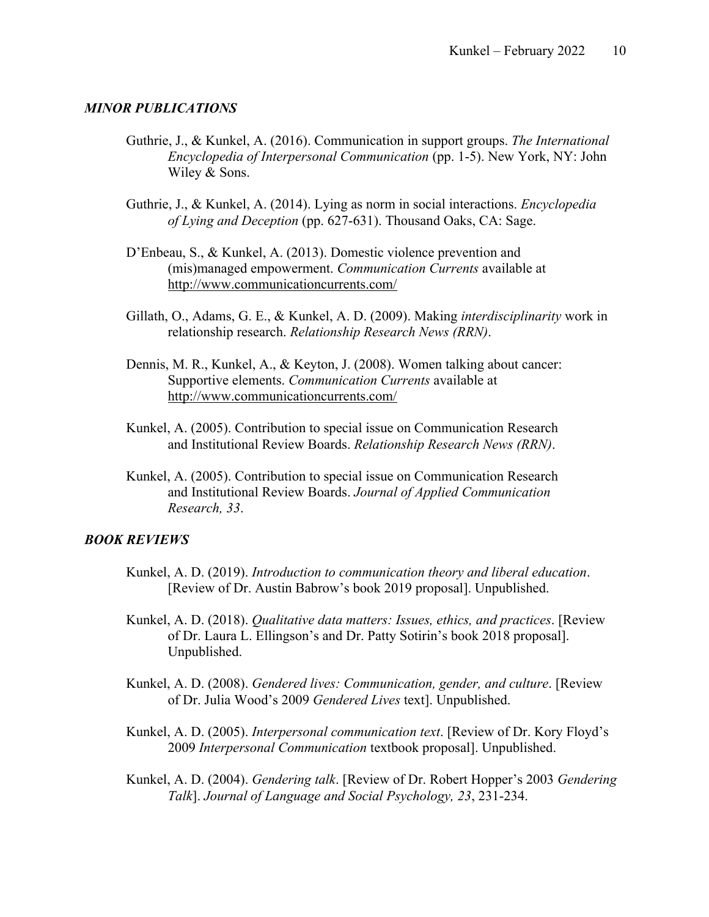### *MINOR PUBLICATIONS*

Guthrie, J., & Kunkel, A. (2016). Communication in support groups. *The International Encyclopedia of Interpersonal Communication* (pp. 1-5). New York, NY: John Wiley & Sons.

Guthrie, J., & Kunkel, A. (2014). Lying as norm in social interactions. *Encyclopedia of Lying and Deception* (pp. 627-631). Thousand Oaks, CA: Sage.

D'Enbeau, S., & Kunkel, A. (2013). Domestic violence prevention and (mis)managed empowerment. *Communication Currents* available at http://www.communicationcurrents.com/

Gillath, O., Adams, G. E., & Kunkel, A. D. (2009). Making *interdisciplinarity* work in relationship research. *Relationship Research News (RRN)*.

Dennis, M. R., Kunkel, A., & Keyton, J. (2008). Women talking about cancer: Supportive elements. *Communication Currents* available at http://www.communicationcurrents.com/

Kunkel, A. (2005). Contribution to special issue on Communication Research and Institutional Review Boards. *Relationship Research News (RRN)*.

Kunkel, A. (2005). Contribution to special issue on Communication Research and Institutional Review Boards. *Journal of Applied Communication Research, 33*.

### *BOOK REVIEWS*

Kunkel, A. D. (2019). *Introduction to communication theory and liberal education*. [Review of Dr. Austin Babrow's book 2019 proposal]. Unpublished.

Kunkel, A. D. (2018). *Qualitative data matters: Issues, ethics, and practices*. [Review of Dr. Laura L. Ellingson's and Dr. Patty Sotirin's book 2018 proposal]. Unpublished.

Kunkel, A. D. (2008). *Gendered lives: Communication, gender, and culture*. [Review of Dr. Julia Wood's 2009 *Gendered Lives* text]. Unpublished.

Kunkel, A. D. (2005). *Interpersonal communication text*. [Review of Dr. Kory Floyd's 2009 *Interpersonal Communication* textbook proposal]. Unpublished.

Kunkel, A. D. (2004). *Gendering talk*. [Review of Dr. Robert Hopper's 2003 *Gendering Talk*]. *Journal of Language and Social Psychology, 23*, 231-234.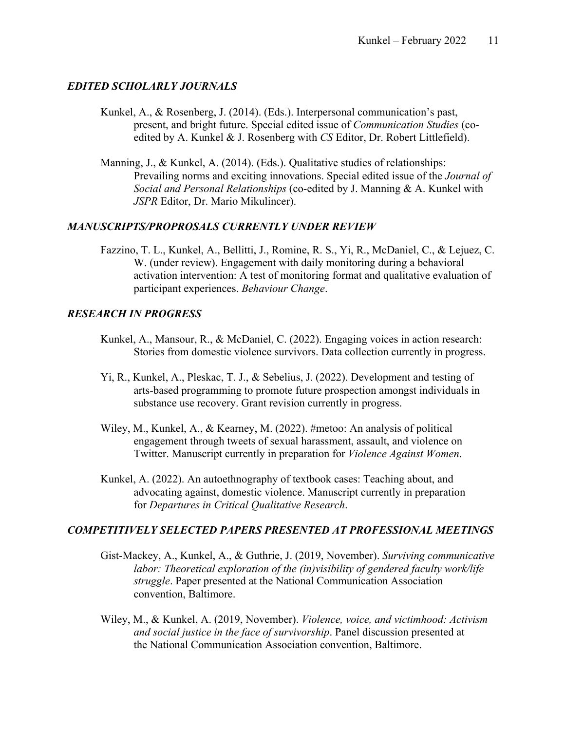### *EDITED SCHOLARLY JOURNALS*

Kunkel, A., & Rosenberg, J. (2014). (Eds.). Interpersonal communication's past, present, and bright future. Special edited issue of *Communication Studies* (co-edited by A. Kunkel & J. Rosenberg with *CS* Editor, Dr. Robert Littlefield).

Manning, J., & Kunkel, A. (2014). (Eds.). Qualitative studies of relationships: Prevailing norms and exciting innovations. Special edited issue of the *Journal of Social and Personal Relationships* (co-edited by J. Manning & A. Kunkel with *JSPR* Editor, Dr. Mario Mikulincer).

### *MANUSCRIPTS/PROPROSALS CURRENTLY UNDER REVIEW*

Fazzino, T. L., Kunkel, A., Bellitti, J., Romine, R. S., Yi, R., McDaniel, C., & Lejuez, C. W. (under review). Engagement with daily monitoring during a behavioral activation intervention: A test of monitoring format and qualitative evaluation of participant experiences. *Behaviour Change*.

### *RESEARCH IN PROGRESS*

Kunkel, A., Mansour, R., & McDaniel, C. (2022). Engaging voices in action research: Stories from domestic violence survivors. Data collection currently in progress.

Yi, R., Kunkel, A., Pleskac, T. J., & Sebelius, J. (2022). Development and testing of arts-based programming to promote future prospection amongst individuals in substance use recovery. Grant revision currently in progress.

Wiley, M., Kunkel, A., & Kearney, M. (2022). #metoo: An analysis of political engagement through tweets of sexual harassment, assault, and violence on Twitter. Manuscript currently in preparation for *Violence Against Women*.

Kunkel, A. (2022). An autoethnography of textbook cases: Teaching about, and advocating against, domestic violence. Manuscript currently in preparation for *Departures in Critical Qualitative Research*.

### *COMPETITIVELY SELECTED PAPERS PRESENTED AT PROFESSIONAL MEETINGS*

Gist-Mackey, A., Kunkel, A., & Guthrie, J. (2019, November). *Surviving communicative labor: Theoretical exploration of the (in)visibility of gendered faculty work/life struggle*. Paper presented at the National Communication Association convention, Baltimore.

Wiley, M., & Kunkel, A. (2019, November). *Violence, voice, and victimhood: Activism and social justice in the face of survivorship*. Panel discussion presented at the National Communication Association convention, Baltimore.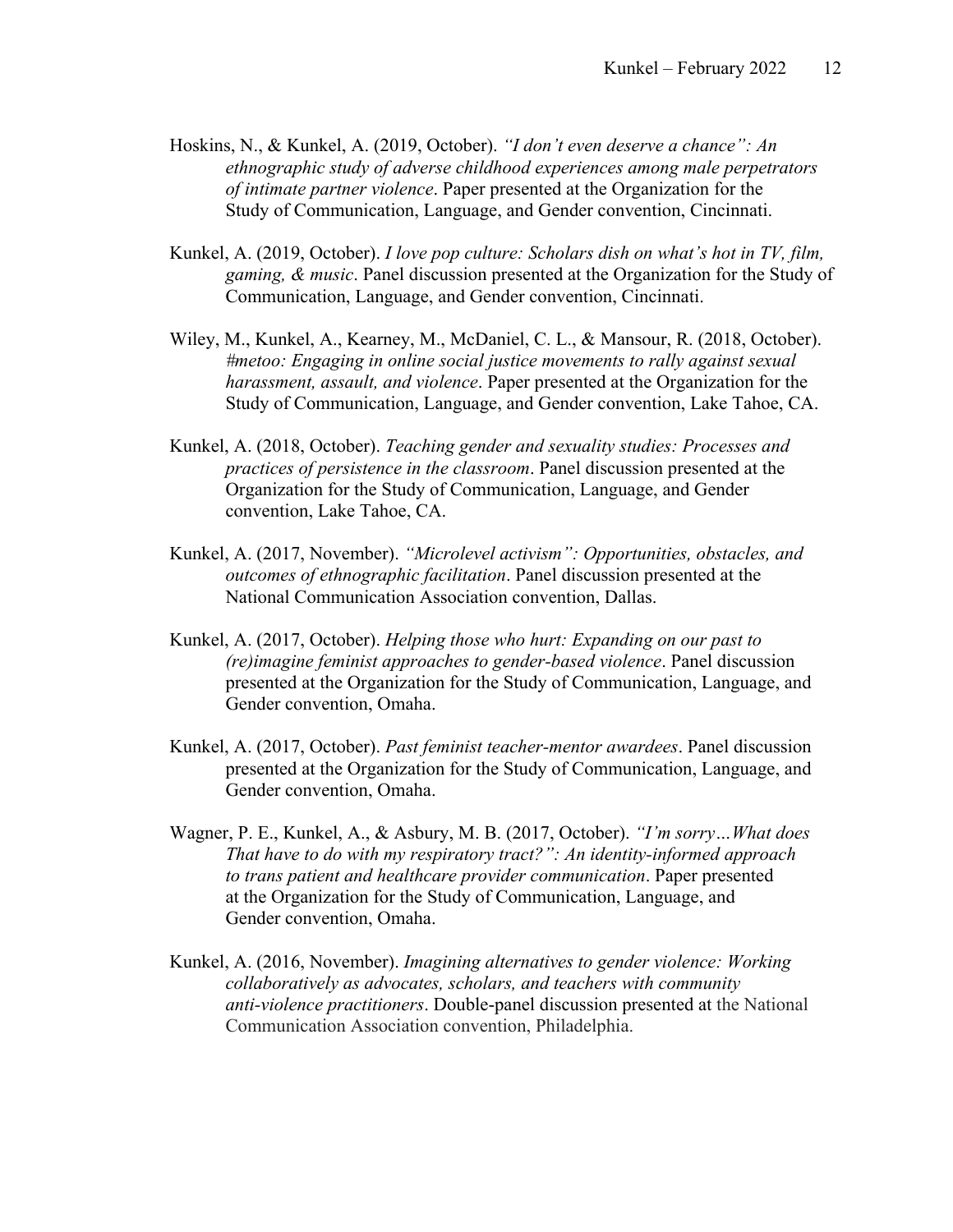Hoskins, N., & Kunkel, A. (2019, October). *"I don't even deserve a chance": An ethnographic study of adverse childhood experiences among male perpetrators of intimate partner violence*. Paper presented at the Organization for the Study of Communication, Language, and Gender convention, Cincinnati.

Kunkel, A. (2019, October). *I love pop culture: Scholars dish on what's hot in TV, film, gaming, & music*. Panel discussion presented at the Organization for the Study of Communication, Language, and Gender convention, Cincinnati.

Wiley, M., Kunkel, A., Kearney, M., McDaniel, C. L., & Mansour, R. (2018, October). *#metoo: Engaging in online social justice movements to rally against sexual harassment, assault, and violence*. Paper presented at the Organization for the Study of Communication, Language, and Gender convention, Lake Tahoe, CA.

Kunkel, A. (2018, October). *Teaching gender and sexuality studies: Processes and practices of persistence in the classroom*. Panel discussion presented at the Organization for the Study of Communication, Language, and Gender convention, Lake Tahoe, CA.

Kunkel, A. (2017, November). *"Microlevel activism": Opportunities, obstacles, and outcomes of ethnographic facilitation*. Panel discussion presented at the National Communication Association convention, Dallas.

Kunkel, A. (2017, October). *Helping those who hurt: Expanding on our past to (re)imagine feminist approaches to gender-based violence*. Panel discussion presented at the Organization for the Study of Communication, Language, and Gender convention, Omaha.

Kunkel, A. (2017, October). *Past feminist teacher-mentor awardees*. Panel discussion presented at the Organization for the Study of Communication, Language, and Gender convention, Omaha.

Wagner, P. E., Kunkel, A., & Asbury, M. B. (2017, October). *"I'm sorry…What does That have to do with my respiratory tract?": An identity-informed approach to trans patient and healthcare provider communication*. Paper presented at the Organization for the Study of Communication, Language, and Gender convention, Omaha.

Kunkel, A. (2016, November). *Imagining alternatives to gender violence: Working collaboratively as advocates, scholars, and teachers with community anti-violence practitioners*. Double-panel discussion presented at the National Communication Association convention, Philadelphia.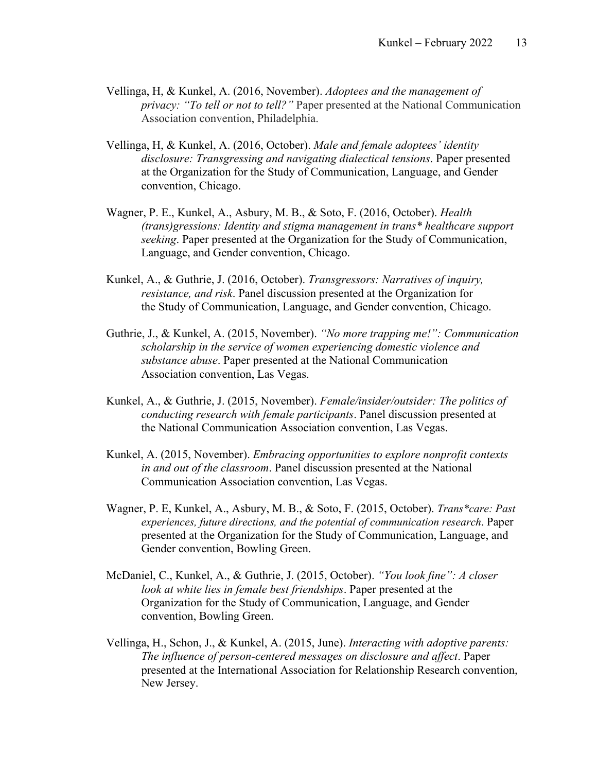Vellinga, H, & Kunkel, A. (2016, November). *Adoptees and the management of privacy: "To tell or not to tell?"* Paper presented at the National Communication Association convention, Philadelphia.

Vellinga, H, & Kunkel, A. (2016, October). *Male and female adoptees' identity disclosure: Transgressing and navigating dialectical tensions*. Paper presented at the Organization for the Study of Communication, Language, and Gender convention, Chicago.

Wagner, P. E., Kunkel, A., Asbury, M. B., & Soto, F. (2016, October). *Health (trans)gressions: Identity and stigma management in trans* healthcare support seeking*. Paper presented at the Organization for the Study of Communication, Language, and Gender convention, Chicago.

Kunkel, A., & Guthrie, J. (2016, October). *Transgressors: Narratives of inquiry, resistance, and risk*. Panel discussion presented at the Organization for the Study of Communication, Language, and Gender convention, Chicago.

Guthrie, J., & Kunkel, A. (2015, November). *"No more trapping me!": Communication scholarship in the service of women experiencing domestic violence and substance abuse*. Paper presented at the National Communication Association convention, Las Vegas.

Kunkel, A., & Guthrie, J. (2015, November). *Female/insider/outsider: The politics of conducting research with female participants*. Panel discussion presented at the National Communication Association convention, Las Vegas.

Kunkel, A. (2015, November). *Embracing opportunities to explore nonprofit contexts in and out of the classroom*. Panel discussion presented at the National Communication Association convention, Las Vegas.

Wagner, P. E, Kunkel, A., Asbury, M. B., & Soto, F. (2015, October). *Trans*care: Past experiences, future directions, and the potential of communication research*. Paper presented at the Organization for the Study of Communication, Language, and Gender convention, Bowling Green.

McDaniel, C., Kunkel, A., & Guthrie, J. (2015, October). *"You look fine": A closer look at white lies in female best friendships*. Paper presented at the Organization for the Study of Communication, Language, and Gender convention, Bowling Green.

Vellinga, H., Schon, J., & Kunkel, A. (2015, June). *Interacting with adoptive parents: The influence of person-centered messages on disclosure and affect*. Paper presented at the International Association for Relationship Research convention, New Jersey.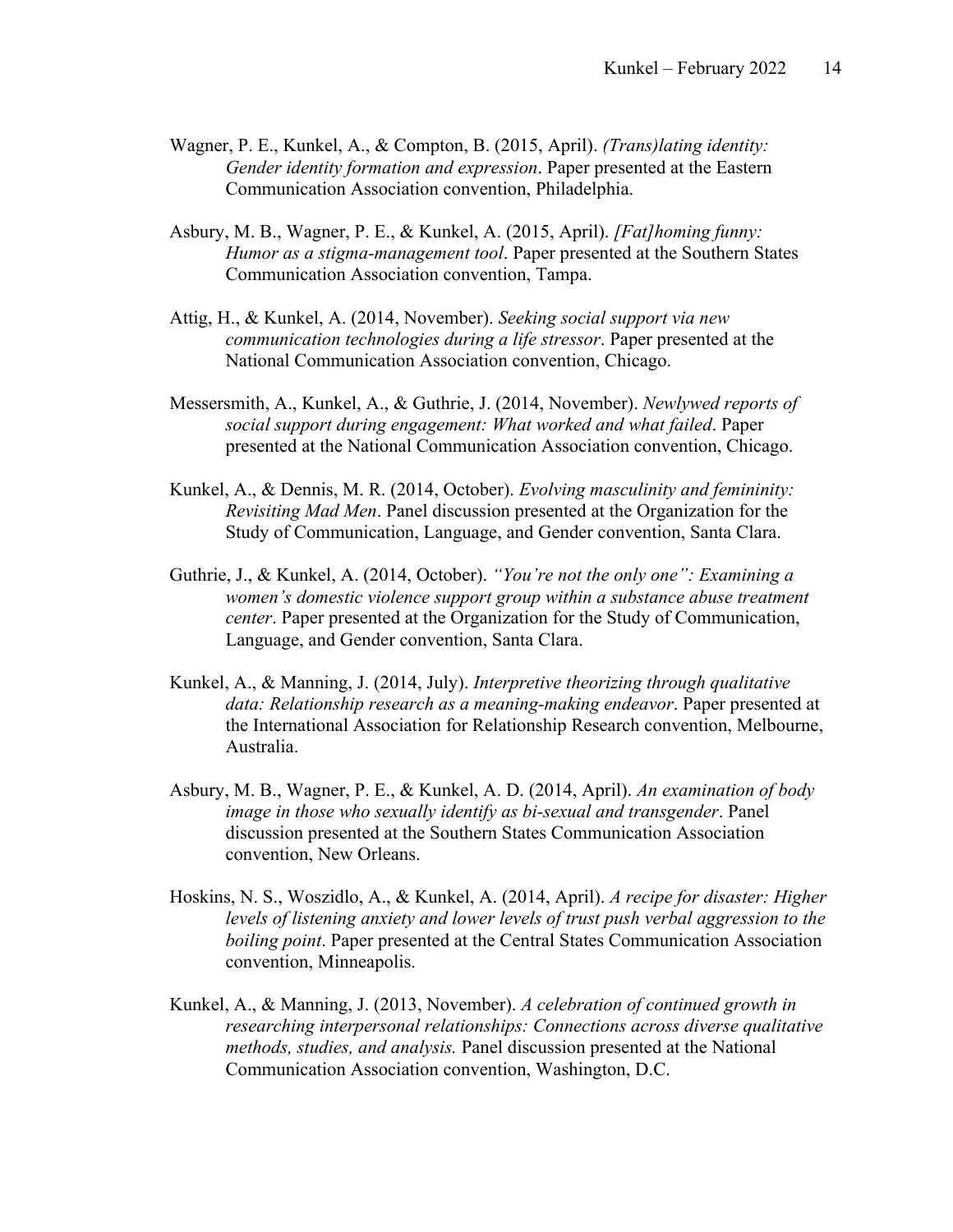Wagner, P. E., Kunkel, A., & Compton, B. (2015, April). *(Trans)lating identity: Gender identity formation and expression*. Paper presented at the Eastern Communication Association convention, Philadelphia.

Asbury, M. B., Wagner, P. E., & Kunkel, A. (2015, April). *[Fat]homing funny: Humor as a stigma-management tool*. Paper presented at the Southern States Communication Association convention, Tampa.

Attig, H., & Kunkel, A. (2014, November). *Seeking social support via new communication technologies during a life stressor*. Paper presented at the National Communication Association convention, Chicago.

Messersmith, A., Kunkel, A., & Guthrie, J. (2014, November). *Newlywed reports of social support during engagement: What worked and what failed*. Paper presented at the National Communication Association convention, Chicago.

Kunkel, A., & Dennis, M. R. (2014, October). *Evolving masculinity and femininity: Revisiting Mad Men*. Panel discussion presented at the Organization for the Study of Communication, Language, and Gender convention, Santa Clara.

Guthrie, J., & Kunkel, A. (2014, October). *"You're not the only one": Examining a women's domestic violence support group within a substance abuse treatment center*. Paper presented at the Organization for the Study of Communication, Language, and Gender convention, Santa Clara.

Kunkel, A., & Manning, J. (2014, July). *Interpretive theorizing through qualitative data: Relationship research as a meaning-making endeavor*. Paper presented at the International Association for Relationship Research convention, Melbourne, Australia.

Asbury, M. B., Wagner, P. E., & Kunkel, A. D. (2014, April). *An examination of body image in those who sexually identify as bi-sexual and transgender*. Panel discussion presented at the Southern States Communication Association convention, New Orleans.

Hoskins, N. S., Woszidlo, A., & Kunkel, A. (2014, April). *A recipe for disaster: Higher levels of listening anxiety and lower levels of trust push verbal aggression to the boiling point*. Paper presented at the Central States Communication Association convention, Minneapolis.

Kunkel, A., & Manning, J. (2013, November). *A celebration of continued growth in researching interpersonal relationships: Connections across diverse qualitative methods, studies, and analysis.* Panel discussion presented at the National Communication Association convention, Washington, D.C.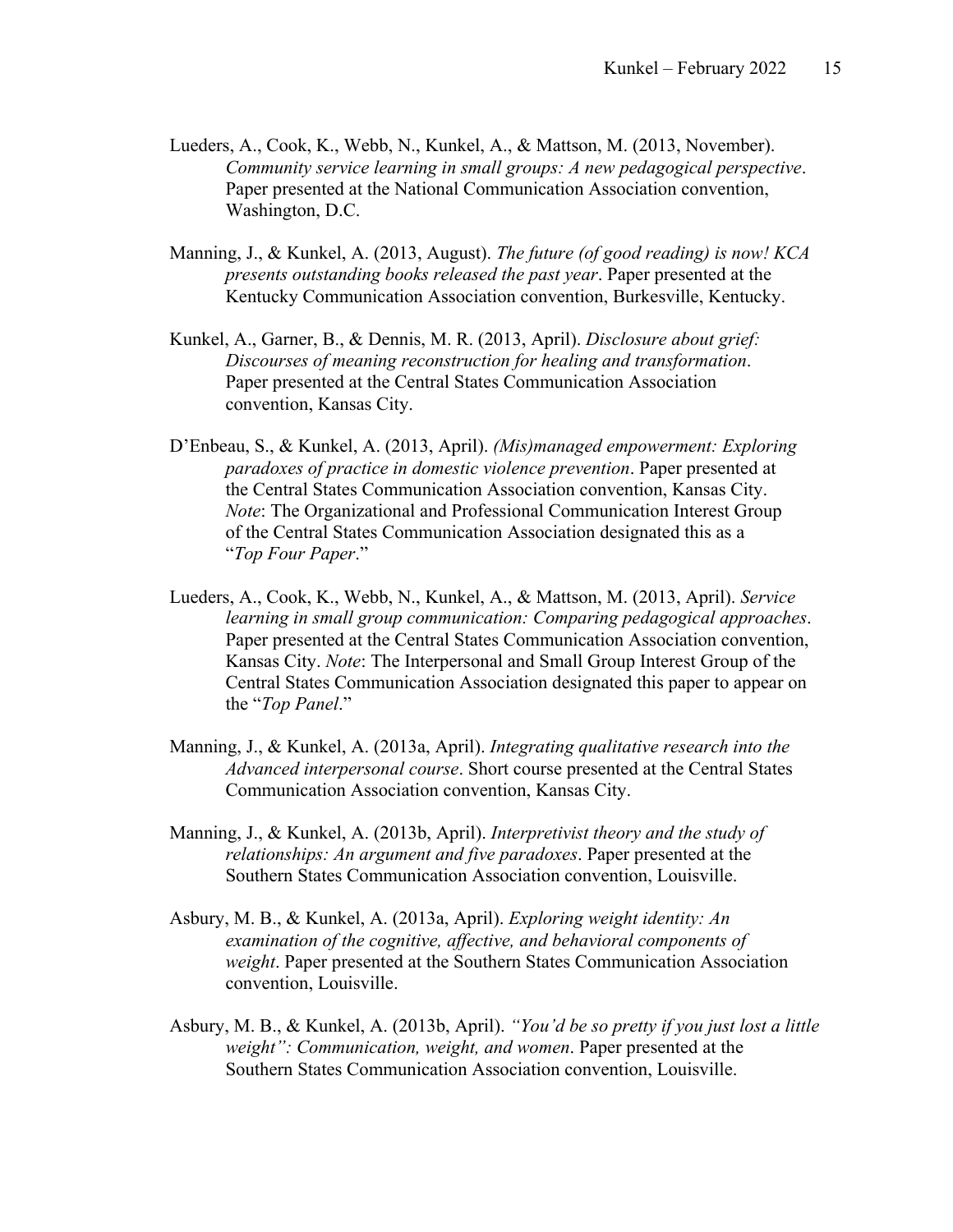Lueders, A., Cook, K., Webb, N., Kunkel, A., & Mattson, M. (2013, November). *Community service learning in small groups: A new pedagogical perspective*. Paper presented at the National Communication Association convention, Washington, D.C.

Manning, J., & Kunkel, A. (2013, August). *The future (of good reading) is now! KCA presents outstanding books released the past year*. Paper presented at the Kentucky Communication Association convention, Burkesville, Kentucky.

Kunkel, A., Garner, B., & Dennis, M. R. (2013, April). *Disclosure about grief: Discourses of meaning reconstruction for healing and transformation*. Paper presented at the Central States Communication Association convention, Kansas City.

D'Enbeau, S., & Kunkel, A. (2013, April). *(Mis)managed empowerment: Exploring paradoxes of practice in domestic violence prevention*. Paper presented at the Central States Communication Association convention, Kansas City. *Note*: The Organizational and Professional Communication Interest Group of the Central States Communication Association designated this as a "*Top Four Paper*."

Lueders, A., Cook, K., Webb, N., Kunkel, A., & Mattson, M. (2013, April). *Service learning in small group communication: Comparing pedagogical approaches*. Paper presented at the Central States Communication Association convention, Kansas City. *Note*: The Interpersonal and Small Group Interest Group of the Central States Communication Association designated this paper to appear on the "*Top Panel*."

Manning, J., & Kunkel, A. (2013a, April). *Integrating qualitative research into the Advanced interpersonal course*. Short course presented at the Central States Communication Association convention, Kansas City.

Manning, J., & Kunkel, A. (2013b, April). *Interpretivist theory and the study of relationships: An argument and five paradoxes*. Paper presented at the Southern States Communication Association convention, Louisville.

Asbury, M. B., & Kunkel, A. (2013a, April). *Exploring weight identity: An examination of the cognitive, affective, and behavioral components of weight*. Paper presented at the Southern States Communication Association convention, Louisville.

Asbury, M. B., & Kunkel, A. (2013b, April). *"You'd be so pretty if you just lost a little weight": Communication, weight, and women*. Paper presented at the Southern States Communication Association convention, Louisville.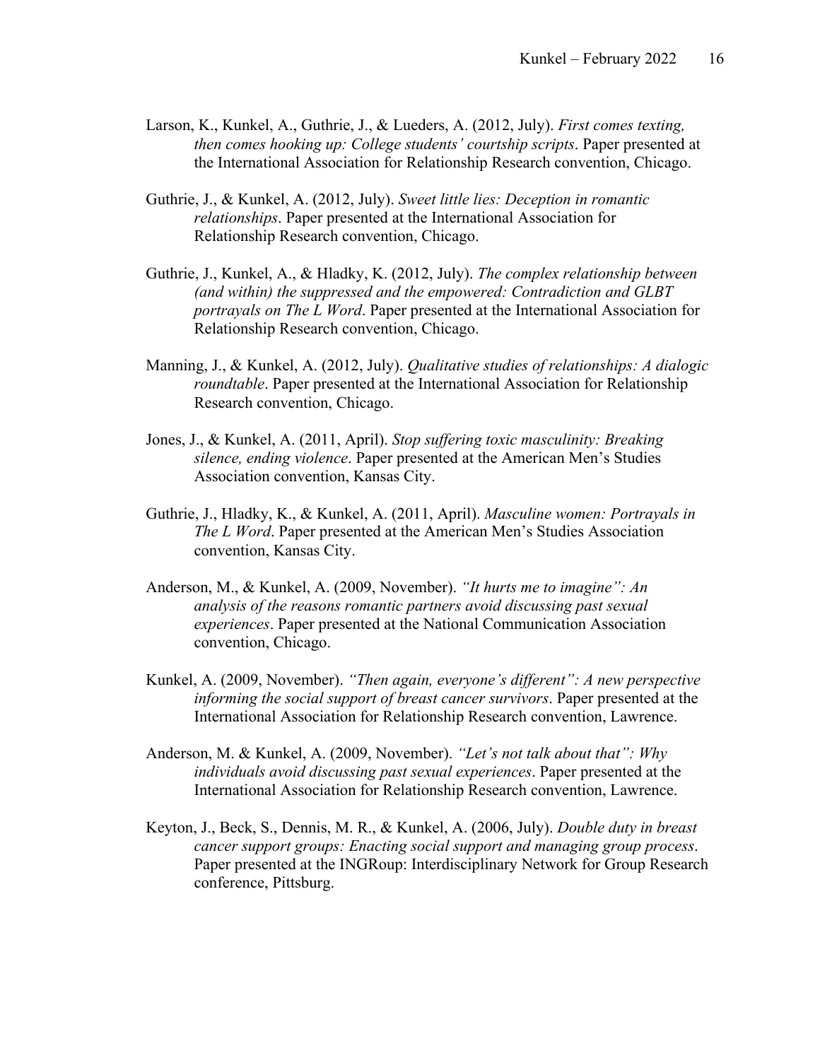Larson, K., Kunkel, A., Guthrie, J., & Lueders, A. (2012, July). *First comes texting, then comes hooking up: College students' courtship scripts*. Paper presented at the International Association for Relationship Research convention, Chicago.

Guthrie, J., & Kunkel, A. (2012, July). *Sweet little lies: Deception in romantic relationships*. Paper presented at the International Association for Relationship Research convention, Chicago.

Guthrie, J., Kunkel, A., & Hladky, K. (2012, July). *The complex relationship between (and within) the suppressed and the empowered: Contradiction and GLBT portrayals on The L Word*. Paper presented at the International Association for Relationship Research convention, Chicago.

Manning, J., & Kunkel, A. (2012, July). *Qualitative studies of relationships: A dialogic roundtable*. Paper presented at the International Association for Relationship Research convention, Chicago.

Jones, J., & Kunkel, A. (2011, April). *Stop suffering toxic masculinity: Breaking silence, ending violence*. Paper presented at the American Men's Studies Association convention, Kansas City.

Guthrie, J., Hladky, K., & Kunkel, A. (2011, April). *Masculine women: Portrayals in The L Word*. Paper presented at the American Men's Studies Association convention, Kansas City.

Anderson, M., & Kunkel, A. (2009, November). *"It hurts me to imagine": An analysis of the reasons romantic partners avoid discussing past sexual experiences*. Paper presented at the National Communication Association convention, Chicago.

Kunkel, A. (2009, November). *"Then again, everyone's different": A new perspective informing the social support of breast cancer survivors*. Paper presented at the International Association for Relationship Research convention, Lawrence.

Anderson, M. & Kunkel, A. (2009, November). *"Let's not talk about that": Why individuals avoid discussing past sexual experiences*. Paper presented at the International Association for Relationship Research convention, Lawrence.

Keyton, J., Beck, S., Dennis, M. R., & Kunkel, A. (2006, July). *Double duty in breast cancer support groups: Enacting social support and managing group process*. Paper presented at the INGRoup: Interdisciplinary Network for Group Research conference, Pittsburg.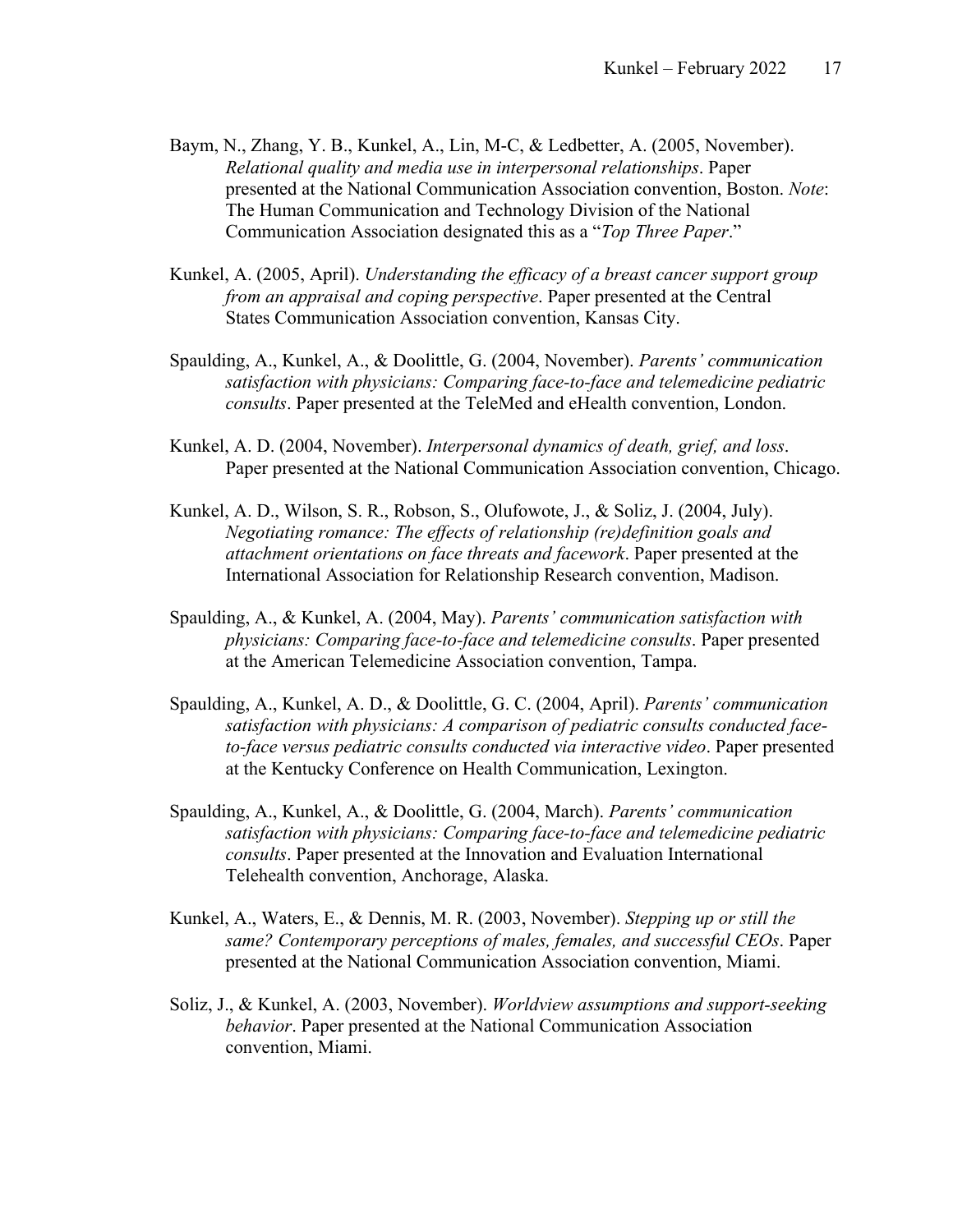Baym, N., Zhang, Y. B., Kunkel, A., Lin, M-C, & Ledbetter, A. (2005, November). *Relational quality and media use in interpersonal relationships*. Paper presented at the National Communication Association convention, Boston. *Note*: The Human Communication and Technology Division of the National Communication Association designated this as a "*Top Three Paper*."

Kunkel, A. (2005, April). *Understanding the efficacy of a breast cancer support group from an appraisal and coping perspective*. Paper presented at the Central States Communication Association convention, Kansas City.

Spaulding, A., Kunkel, A., & Doolittle, G. (2004, November). *Parents' communication satisfaction with physicians: Comparing face-to-face and telemedicine pediatric consults*. Paper presented at the TeleMed and eHealth convention, London.

Kunkel, A. D. (2004, November). *Interpersonal dynamics of death, grief, and loss*. Paper presented at the National Communication Association convention, Chicago.

Kunkel, A. D., Wilson, S. R., Robson, S., Olufowote, J., & Soliz, J. (2004, July). *Negotiating romance: The effects of relationship (re)definition goals and attachment orientations on face threats and facework*. Paper presented at the International Association for Relationship Research convention, Madison.

Spaulding, A., & Kunkel, A. (2004, May). *Parents' communication satisfaction with physicians: Comparing face-to-face and telemedicine consults*. Paper presented at the American Telemedicine Association convention, Tampa.

Spaulding, A., Kunkel, A. D., & Doolittle, G. C. (2004, April). *Parents' communication satisfaction with physicians: A comparison of pediatric consults conducted face-to-face versus pediatric consults conducted via interactive video*. Paper presented at the Kentucky Conference on Health Communication, Lexington.

Spaulding, A., Kunkel, A., & Doolittle, G. (2004, March). *Parents' communication satisfaction with physicians: Comparing face-to-face and telemedicine pediatric consults*. Paper presented at the Innovation and Evaluation International Telehealth convention, Anchorage, Alaska.

Kunkel, A., Waters, E., & Dennis, M. R. (2003, November). *Stepping up or still the same? Contemporary perceptions of males, females, and successful CEOs*. Paper presented at the National Communication Association convention, Miami.

Soliz, J., & Kunkel, A. (2003, November). *Worldview assumptions and support-seeking behavior*. Paper presented at the National Communication Association convention, Miami.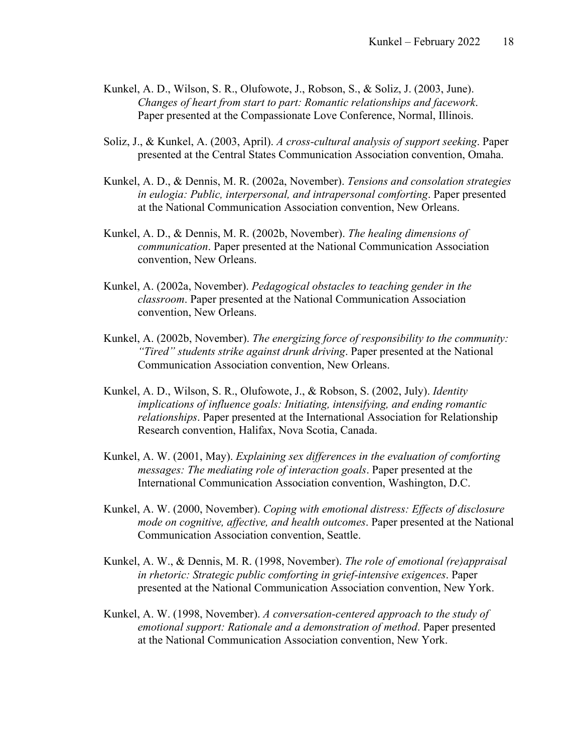Kunkel, A. D., Wilson, S. R., Olufowote, J., Robson, S., & Soliz, J. (2003, June). *Changes of heart from start to part: Romantic relationships and facework*. Paper presented at the Compassionate Love Conference, Normal, Illinois.

Soliz, J., & Kunkel, A. (2003, April). *A cross-cultural analysis of support seeking*. Paper presented at the Central States Communication Association convention, Omaha.

Kunkel, A. D., & Dennis, M. R. (2002a, November). *Tensions and consolation strategies in eulogia: Public, interpersonal, and intrapersonal comforting*. Paper presented at the National Communication Association convention, New Orleans.

Kunkel, A. D., & Dennis, M. R. (2002b, November). *The healing dimensions of communication*. Paper presented at the National Communication Association convention, New Orleans.

Kunkel, A. (2002a, November). *Pedagogical obstacles to teaching gender in the classroom*. Paper presented at the National Communication Association convention, New Orleans.

Kunkel, A. (2002b, November). *The energizing force of responsibility to the community: "Tired" students strike against drunk driving*. Paper presented at the National Communication Association convention, New Orleans.

Kunkel, A. D., Wilson, S. R., Olufowote, J., & Robson, S. (2002, July). *Identity implications of influence goals: Initiating, intensifying, and ending romantic relationships*. Paper presented at the International Association for Relationship Research convention, Halifax, Nova Scotia, Canada.

Kunkel, A. W. (2001, May). *Explaining sex differences in the evaluation of comforting messages: The mediating role of interaction goals*. Paper presented at the International Communication Association convention, Washington, D.C.

Kunkel, A. W. (2000, November). *Coping with emotional distress: Effects of disclosure mode on cognitive, affective, and health outcomes*. Paper presented at the National Communication Association convention, Seattle.

Kunkel, A. W., & Dennis, M. R. (1998, November). *The role of emotional (re)appraisal in rhetoric: Strategic public comforting in grief-intensive exigences*. Paper presented at the National Communication Association convention, New York.

Kunkel, A. W. (1998, November). *A conversation-centered approach to the study of emotional support: Rationale and a demonstration of method*. Paper presented at the National Communication Association convention, New York.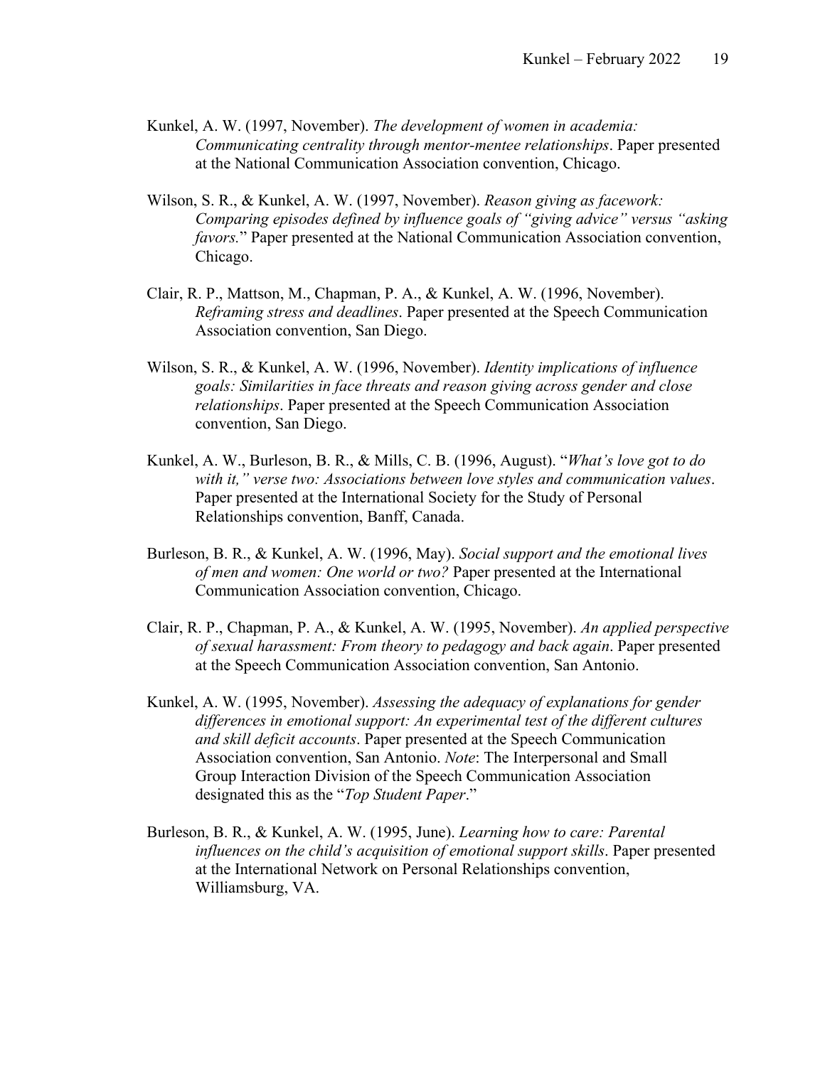Kunkel, A. W. (1997, November). *The development of women in academia: Communicating centrality through mentor-mentee relationships*. Paper presented at the National Communication Association convention, Chicago.

Wilson, S. R., & Kunkel, A. W. (1997, November). *Reason giving as facework: Comparing episodes defined by influence goals of "giving advice" versus "asking favors.*" Paper presented at the National Communication Association convention, Chicago.

Clair, R. P., Mattson, M., Chapman, P. A., & Kunkel, A. W. (1996, November). *Reframing stress and deadlines*. Paper presented at the Speech Communication Association convention, San Diego.

Wilson, S. R., & Kunkel, A. W. (1996, November). *Identity implications of influence goals: Similarities in face threats and reason giving across gender and close relationships*. Paper presented at the Speech Communication Association convention, San Diego.

Kunkel, A. W., Burleson, B. R., & Mills, C. B. (1996, August). "*What's love got to do with it," verse two: Associations between love styles and communication values*. Paper presented at the International Society for the Study of Personal Relationships convention, Banff, Canada.

Burleson, B. R., & Kunkel, A. W. (1996, May). *Social support and the emotional lives of men and women: One world or two?* Paper presented at the International Communication Association convention, Chicago.

Clair, R. P., Chapman, P. A., & Kunkel, A. W. (1995, November). *An applied perspective of sexual harassment: From theory to pedagogy and back again*. Paper presented at the Speech Communication Association convention, San Antonio.

Kunkel, A. W. (1995, November). *Assessing the adequacy of explanations for gender differences in emotional support: An experimental test of the different cultures and skill deficit accounts*. Paper presented at the Speech Communication Association convention, San Antonio. *Note*: The Interpersonal and Small Group Interaction Division of the Speech Communication Association designated this as the "*Top Student Paper*."

Burleson, B. R., & Kunkel, A. W. (1995, June). *Learning how to care: Parental influences on the child's acquisition of emotional support skills*. Paper presented at the International Network on Personal Relationships convention, Williamsburg, VA.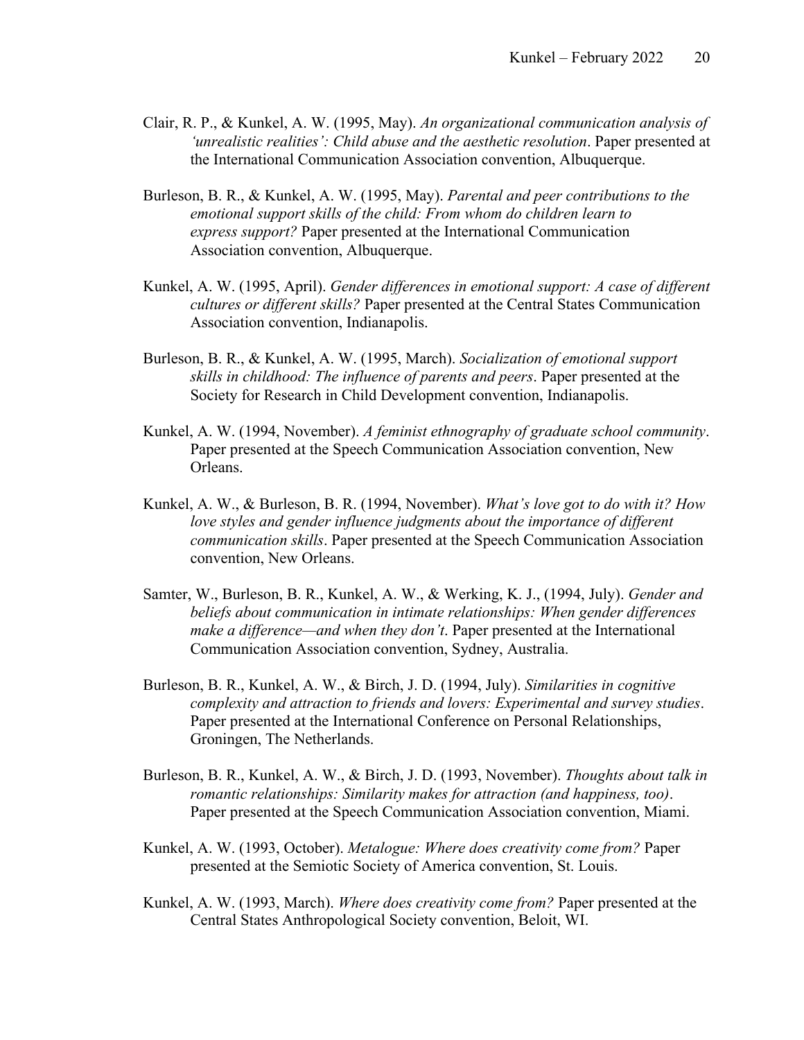Clair, R. P., & Kunkel, A. W. (1995, May). *An organizational communication analysis of 'unrealistic realities': Child abuse and the aesthetic resolution*. Paper presented at the International Communication Association convention, Albuquerque.

Burleson, B. R., & Kunkel, A. W. (1995, May). *Parental and peer contributions to the emotional support skills of the child: From whom do children learn to express support?* Paper presented at the International Communication Association convention, Albuquerque.

Kunkel, A. W. (1995, April). *Gender differences in emotional support: A case of different cultures or different skills?* Paper presented at the Central States Communication Association convention, Indianapolis.

Burleson, B. R., & Kunkel, A. W. (1995, March). *Socialization of emotional support skills in childhood: The influence of parents and peers*. Paper presented at the Society for Research in Child Development convention, Indianapolis.

Kunkel, A. W. (1994, November). *A feminist ethnography of graduate school community*. Paper presented at the Speech Communication Association convention, New Orleans.

Kunkel, A. W., & Burleson, B. R. (1994, November). *What's love got to do with it? How love styles and gender influence judgments about the importance of different communication skills*. Paper presented at the Speech Communication Association convention, New Orleans.

Samter, W., Burleson, B. R., Kunkel, A. W., & Werking, K. J., (1994, July). *Gender and beliefs about communication in intimate relationships: When gender differences make a difference—and when they don't*. Paper presented at the International Communication Association convention, Sydney, Australia.

Burleson, B. R., Kunkel, A. W., & Birch, J. D. (1994, July). *Similarities in cognitive complexity and attraction to friends and lovers: Experimental and survey studies*. Paper presented at the International Conference on Personal Relationships, Groningen, The Netherlands.

Burleson, B. R., Kunkel, A. W., & Birch, J. D. (1993, November). *Thoughts about talk in romantic relationships: Similarity makes for attraction (and happiness, too)*. Paper presented at the Speech Communication Association convention, Miami.

Kunkel, A. W. (1993, October). *Metalogue: Where does creativity come from?* Paper presented at the Semiotic Society of America convention, St. Louis.

Kunkel, A. W. (1993, March). *Where does creativity come from?* Paper presented at the Central States Anthropological Society convention, Beloit, WI.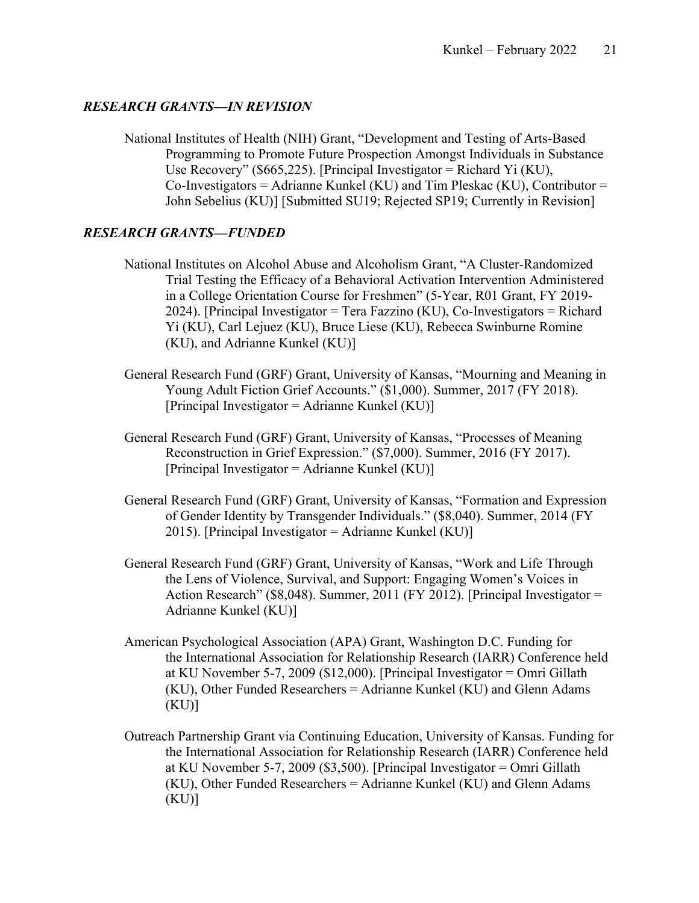### *RESEARCH GRANTS—IN REVISION*

National Institutes of Health (NIH) Grant, "Development and Testing of Arts-Based Programming to Promote Future Prospection Amongst Individuals in Substance Use Recovery" ($665,225). [Principal Investigator = Richard Yi (KU), Co-Investigators = Adrianne Kunkel (KU) and Tim Pleskac (KU), Contributor = John Sebelius (KU)] [Submitted SU19; Rejected SP19; Currently in Revision]

### *RESEARCH GRANTS—FUNDED*

National Institutes on Alcohol Abuse and Alcoholism Grant, "A Cluster-Randomized Trial Testing the Efficacy of a Behavioral Activation Intervention Administered in a College Orientation Course for Freshmen" (5-Year, R01 Grant, FY 2019-2024). [Principal Investigator = Tera Fazzino (KU), Co-Investigators = Richard Yi (KU), Carl Lejuez (KU), Bruce Liese (KU), Rebecca Swinburne Romine (KU), and Adrianne Kunkel (KU)]

General Research Fund (GRF) Grant, University of Kansas, "Mourning and Meaning in Young Adult Fiction Grief Accounts." ($1,000). Summer, 2017 (FY 2018). [Principal Investigator = Adrianne Kunkel (KU)]

General Research Fund (GRF) Grant, University of Kansas, "Processes of Meaning Reconstruction in Grief Expression." ($7,000). Summer, 2016 (FY 2017). [Principal Investigator = Adrianne Kunkel (KU)]

General Research Fund (GRF) Grant, University of Kansas, "Formation and Expression of Gender Identity by Transgender Individuals." ($8,040). Summer, 2014 (FY 2015). [Principal Investigator = Adrianne Kunkel (KU)]

General Research Fund (GRF) Grant, University of Kansas, "Work and Life Through the Lens of Violence, Survival, and Support: Engaging Women's Voices in Action Research" ($8,048). Summer, 2011 (FY 2012). [Principal Investigator = Adrianne Kunkel (KU)]

American Psychological Association (APA) Grant, Washington D.C. Funding for the International Association for Relationship Research (IARR) Conference held at KU November 5-7, 2009 ($12,000). [Principal Investigator = Omri Gillath (KU), Other Funded Researchers = Adrianne Kunkel (KU) and Glenn Adams (KU)]

Outreach Partnership Grant via Continuing Education, University of Kansas. Funding for the International Association for Relationship Research (IARR) Conference held at KU November 5-7, 2009 ($3,500). [Principal Investigator = Omri Gillath (KU), Other Funded Researchers = Adrianne Kunkel (KU) and Glenn Adams (KU)]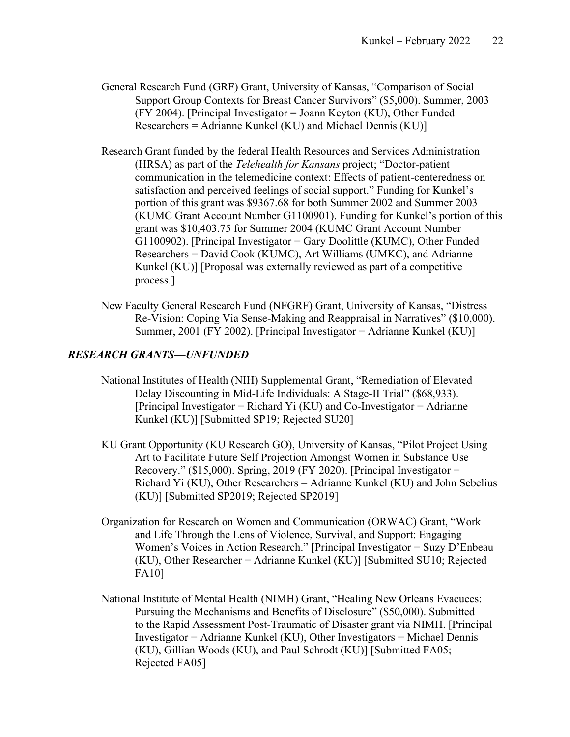General Research Fund (GRF) Grant, University of Kansas, "Comparison of Social Support Group Contexts for Breast Cancer Survivors" ($5,000). Summer, 2003 (FY 2004). [Principal Investigator = Joann Keyton (KU), Other Funded Researchers = Adrianne Kunkel (KU) and Michael Dennis (KU)]

Research Grant funded by the federal Health Resources and Services Administration (HRSA) as part of the *Telehealth for Kansans* project; "Doctor-patient communication in the telemedicine context: Effects of patient-centeredness on satisfaction and perceived feelings of social support." Funding for Kunkel's portion of this grant was $9367.68 for both Summer 2002 and Summer 2003 (KUMC Grant Account Number G1100901). Funding for Kunkel's portion of this grant was $10,403.75 for Summer 2004 (KUMC Grant Account Number G1100902). [Principal Investigator = Gary Doolittle (KUMC), Other Funded Researchers = David Cook (KUMC), Art Williams (UMKC), and Adrianne Kunkel (KU)] [Proposal was externally reviewed as part of a competitive process.]

New Faculty General Research Fund (NFGRF) Grant, University of Kansas, "Distress Re-Vision: Coping Via Sense-Making and Reappraisal in Narratives" ($10,000). Summer, 2001 (FY 2002). [Principal Investigator = Adrianne Kunkel (KU)]

### *RESEARCH GRANTS—UNFUNDED*

National Institutes of Health (NIH) Supplemental Grant, "Remediation of Elevated Delay Discounting in Mid-Life Individuals: A Stage-II Trial" ($68,933). [Principal Investigator = Richard Yi (KU) and Co-Investigator = Adrianne Kunkel (KU)] [Submitted SP19; Rejected SU20]

KU Grant Opportunity (KU Research GO), University of Kansas, "Pilot Project Using Art to Facilitate Future Self Projection Amongst Women in Substance Use Recovery." ($15,000). Spring, 2019 (FY 2020). [Principal Investigator = Richard Yi (KU), Other Researchers = Adrianne Kunkel (KU) and John Sebelius (KU)] [Submitted SP2019; Rejected SP2019]

Organization for Research on Women and Communication (ORWAC) Grant, "Work and Life Through the Lens of Violence, Survival, and Support: Engaging Women's Voices in Action Research." [Principal Investigator = Suzy D'Enbeau (KU), Other Researcher = Adrianne Kunkel (KU)] [Submitted SU10; Rejected FA10]

National Institute of Mental Health (NIMH) Grant, "Healing New Orleans Evacuees: Pursuing the Mechanisms and Benefits of Disclosure" ($50,000). Submitted to the Rapid Assessment Post-Traumatic of Disaster grant via NIMH. [Principal Investigator = Adrianne Kunkel (KU), Other Investigators = Michael Dennis (KU), Gillian Woods (KU), and Paul Schrodt (KU)] [Submitted FA05; Rejected FA05]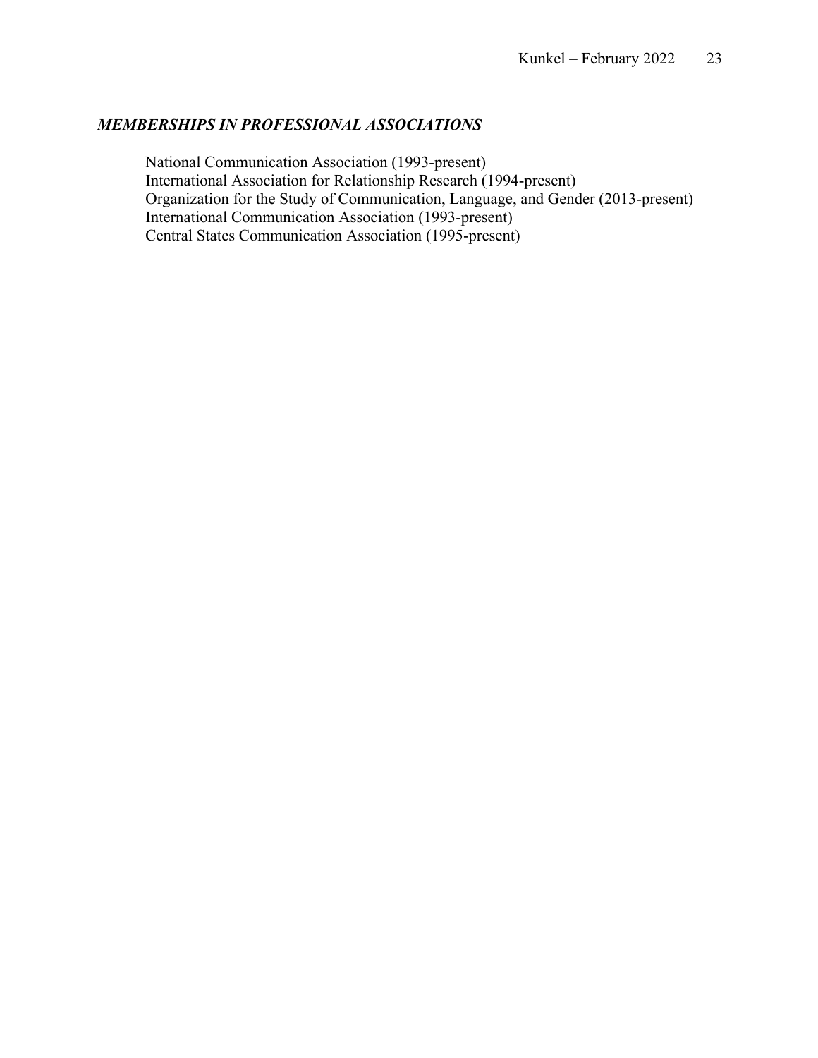### ***MEMBERSHIPS IN PROFESSIONAL ASSOCIATIONS***

National Communication Association (1993-present)
International Association for Relationship Research (1994-present)
Organization for the Study of Communication, Language, and Gender (2013-present)
International Communication Association (1993-present)
Central States Communication Association (1995-present)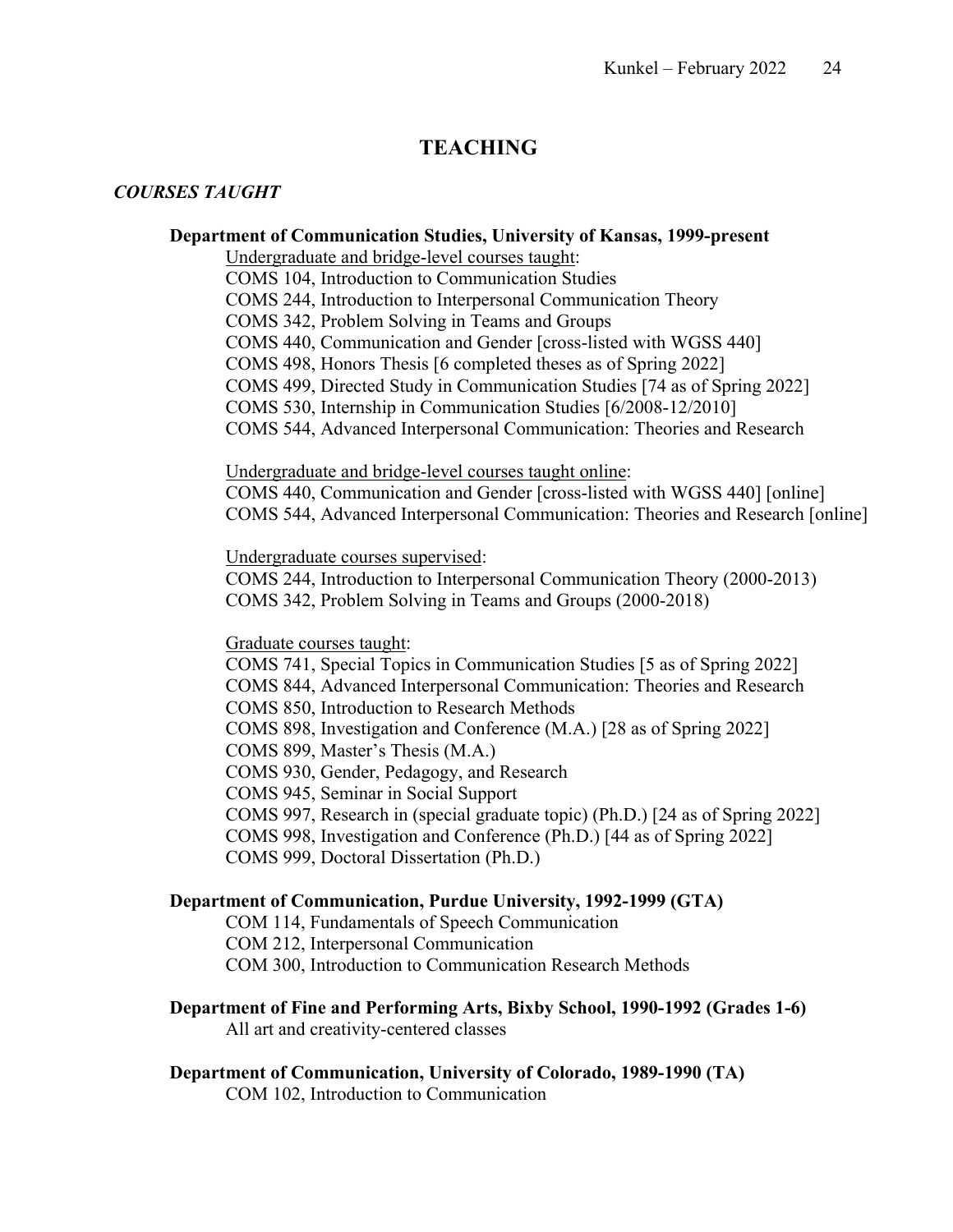# TEACHING

## *COURSES TAUGHT*

**Department of Communication Studies, University of Kansas, 1999-present**

Undergraduate and bridge-level courses taught:

COMS 104, Introduction to Communication Studies
COMS 244, Introduction to Interpersonal Communication Theory
COMS 342, Problem Solving in Teams and Groups
COMS 440, Communication and Gender [cross-listed with WGSS 440]
COMS 498, Honors Thesis [6 completed theses as of Spring 2022]
COMS 499, Directed Study in Communication Studies [74 as of Spring 2022]
COMS 530, Internship in Communication Studies [6/2008-12/2010]
COMS 544, Advanced Interpersonal Communication: Theories and Research

Undergraduate and bridge-level courses taught online:

COMS 440, Communication and Gender [cross-listed with WGSS 440] [online]
COMS 544, Advanced Interpersonal Communication: Theories and Research [online]

Undergraduate courses supervised:

COMS 244, Introduction to Interpersonal Communication Theory (2000-2013)
COMS 342, Problem Solving in Teams and Groups (2000-2018)

Graduate courses taught:

COMS 741, Special Topics in Communication Studies [5 as of Spring 2022]
COMS 844, Advanced Interpersonal Communication: Theories and Research
COMS 850, Introduction to Research Methods
COMS 898, Investigation and Conference (M.A.) [28 as of Spring 2022]
COMS 899, Master's Thesis (M.A.)
COMS 930, Gender, Pedagogy, and Research
COMS 945, Seminar in Social Support
COMS 997, Research in (special graduate topic) (Ph.D.) [24 as of Spring 2022]
COMS 998, Investigation and Conference (Ph.D.) [44 as of Spring 2022]
COMS 999, Doctoral Dissertation (Ph.D.)

**Department of Communication, Purdue University, 1992-1999 (GTA)**

COM 114, Fundamentals of Speech Communication
COM 212, Interpersonal Communication
COM 300, Introduction to Communication Research Methods

**Department of Fine and Performing Arts, Bixby School, 1990-1992 (Grades 1-6)**

All art and creativity-centered classes

**Department of Communication, University of Colorado, 1989-1990 (TA)**

COM 102, Introduction to Communication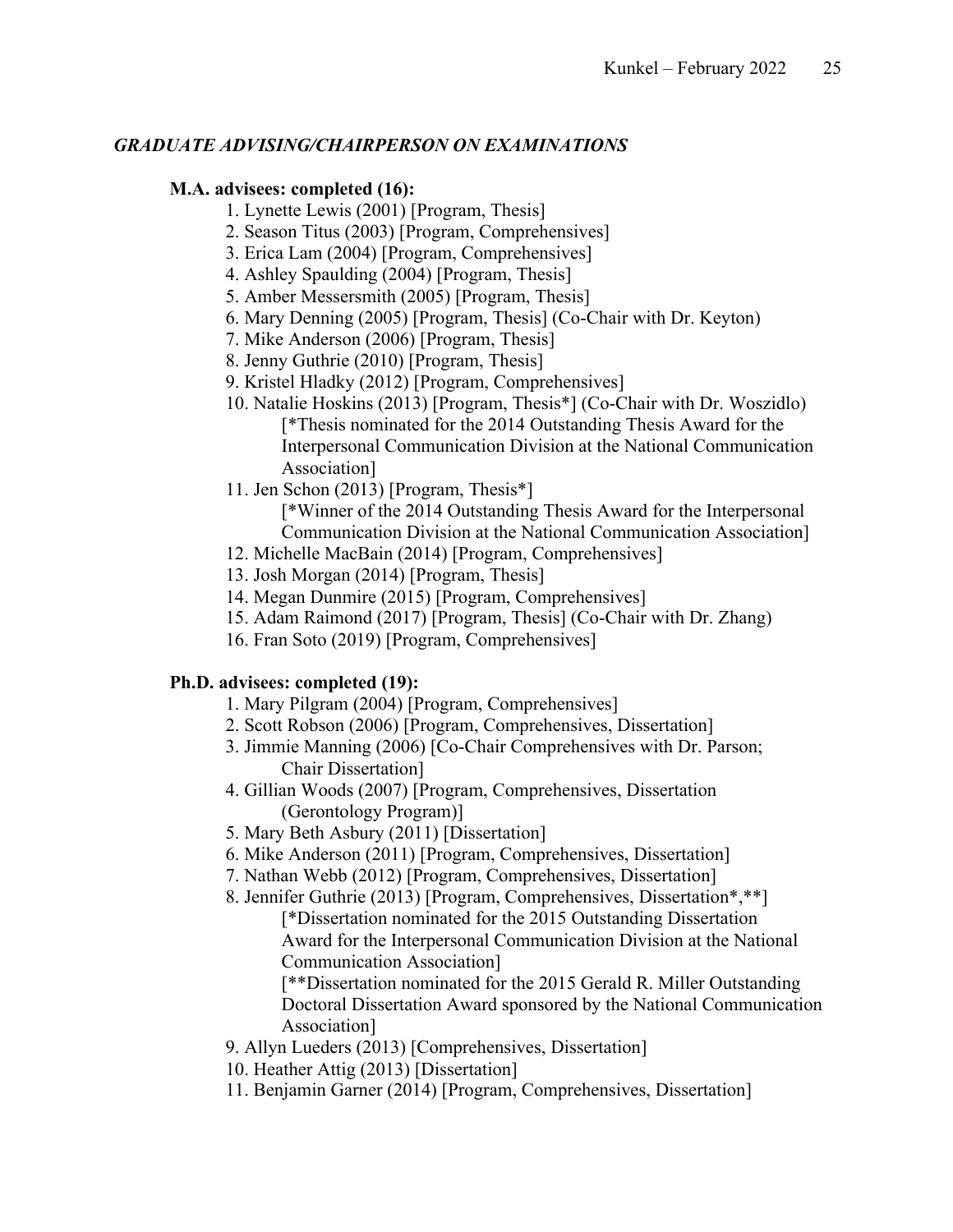### *GRADUATE ADVISING/CHAIRPERSON ON EXAMINATIONS*

**M.A. advisees: completed (16):**

1. Lynette Lewis (2001) [Program, Thesis]
2. Season Titus (2003) [Program, Comprehensives]
3. Erica Lam (2004) [Program, Comprehensives]
4. Ashley Spaulding (2004) [Program, Thesis]
5. Amber Messersmith (2005) [Program, Thesis]
6. Mary Denning (2005) [Program, Thesis] (Co-Chair with Dr. Keyton)
7. Mike Anderson (2006) [Program, Thesis]
8. Jenny Guthrie (2010) [Program, Thesis]
9. Kristel Hladky (2012) [Program, Comprehensives]
10. Natalie Hoskins (2013) [Program, Thesis*] (Co-Chair with Dr. Woszidlo)
    [*Thesis nominated for the 2014 Outstanding Thesis Award for the Interpersonal Communication Division at the National Communication Association]
11. Jen Schon (2013) [Program, Thesis*]
    [*Winner of the 2014 Outstanding Thesis Award for the Interpersonal Communication Division at the National Communication Association]
12. Michelle MacBain (2014) [Program, Comprehensives]
13. Josh Morgan (2014) [Program, Thesis]
14. Megan Dunmire (2015) [Program, Comprehensives]
15. Adam Raimond (2017) [Program, Thesis] (Co-Chair with Dr. Zhang)
16. Fran Soto (2019) [Program, Comprehensives]

**Ph.D. advisees: completed (19):**

1. Mary Pilgram (2004) [Program, Comprehensives]
2. Scott Robson (2006) [Program, Comprehensives, Dissertation]
3. Jimmie Manning (2006) [Co-Chair Comprehensives with Dr. Parson; Chair Dissertation]
4. Gillian Woods (2007) [Program, Comprehensives, Dissertation (Gerontology Program)]
5. Mary Beth Asbury (2011) [Dissertation]
6. Mike Anderson (2011) [Program, Comprehensives, Dissertation]
7. Nathan Webb (2012) [Program, Comprehensives, Dissertation]
8. Jennifer Guthrie (2013) [Program, Comprehensives, Dissertation*,**]
    [*Dissertation nominated for the 2015 Outstanding Dissertation Award for the Interpersonal Communication Division at the National Communication Association]
    [**Dissertation nominated for the 2015 Gerald R. Miller Outstanding Doctoral Dissertation Award sponsored by the National Communication Association]
9. Allyn Lueders (2013) [Comprehensives, Dissertation]
10. Heather Attig (2013) [Dissertation]
11. Benjamin Garner (2014) [Program, Comprehensives, Dissertation]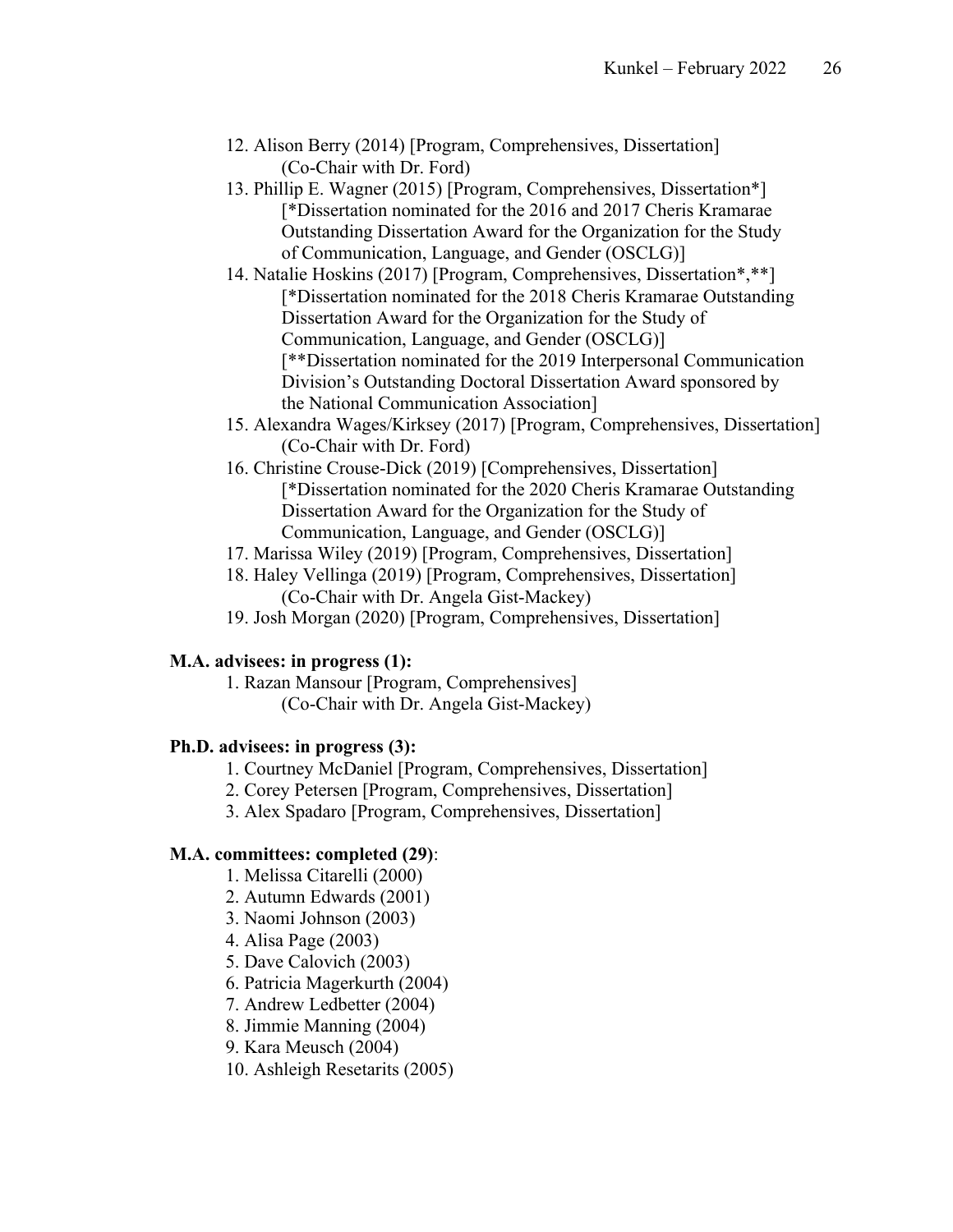12. Alison Berry (2014) [Program, Comprehensives, Dissertation]
    (Co-Chair with Dr. Ford)
13. Phillip E. Wagner (2015) [Program, Comprehensives, Dissertation*]
    [*Dissertation nominated for the 2016 and 2017 Cheris Kramarae Outstanding Dissertation Award for the Organization for the Study of Communication, Language, and Gender (OSCLG)]
14. Natalie Hoskins (2017) [Program, Comprehensives, Dissertation*,**]
    [*Dissertation nominated for the 2018 Cheris Kramarae Outstanding Dissertation Award for the Organization for the Study of Communication, Language, and Gender (OSCLG)]
    [**Dissertation nominated for the 2019 Interpersonal Communication Division's Outstanding Doctoral Dissertation Award sponsored by the National Communication Association]
15. Alexandra Wages/Kirksey (2017) [Program, Comprehensives, Dissertation]
    (Co-Chair with Dr. Ford)
16. Christine Crouse-Dick (2019) [Comprehensives, Dissertation]
    [*Dissertation nominated for the 2020 Cheris Kramarae Outstanding Dissertation Award for the Organization for the Study of Communication, Language, and Gender (OSCLG)]
17. Marissa Wiley (2019) [Program, Comprehensives, Dissertation]
18. Haley Vellinga (2019) [Program, Comprehensives, Dissertation]
    (Co-Chair with Dr. Angela Gist-Mackey)
19. Josh Morgan (2020) [Program, Comprehensives, Dissertation]

**M.A. advisees: in progress (1):**

1. Razan Mansour [Program, Comprehensives]
   (Co-Chair with Dr. Angela Gist-Mackey)

**Ph.D. advisees: in progress (3):**

1. Courtney McDaniel [Program, Comprehensives, Dissertation]
2. Corey Petersen [Program, Comprehensives, Dissertation]
3. Alex Spadaro [Program, Comprehensives, Dissertation]

**M.A. committees: completed (29)**:

1. Melissa Citarelli (2000)
2. Autumn Edwards (2001)
3. Naomi Johnson (2003)
4. Alisa Page (2003)
5. Dave Calovich (2003)
6. Patricia Magerkurth (2004)
7. Andrew Ledbetter (2004)
8. Jimmie Manning (2004)
9. Kara Meusch (2004)
10. Ashleigh Resetarits (2005)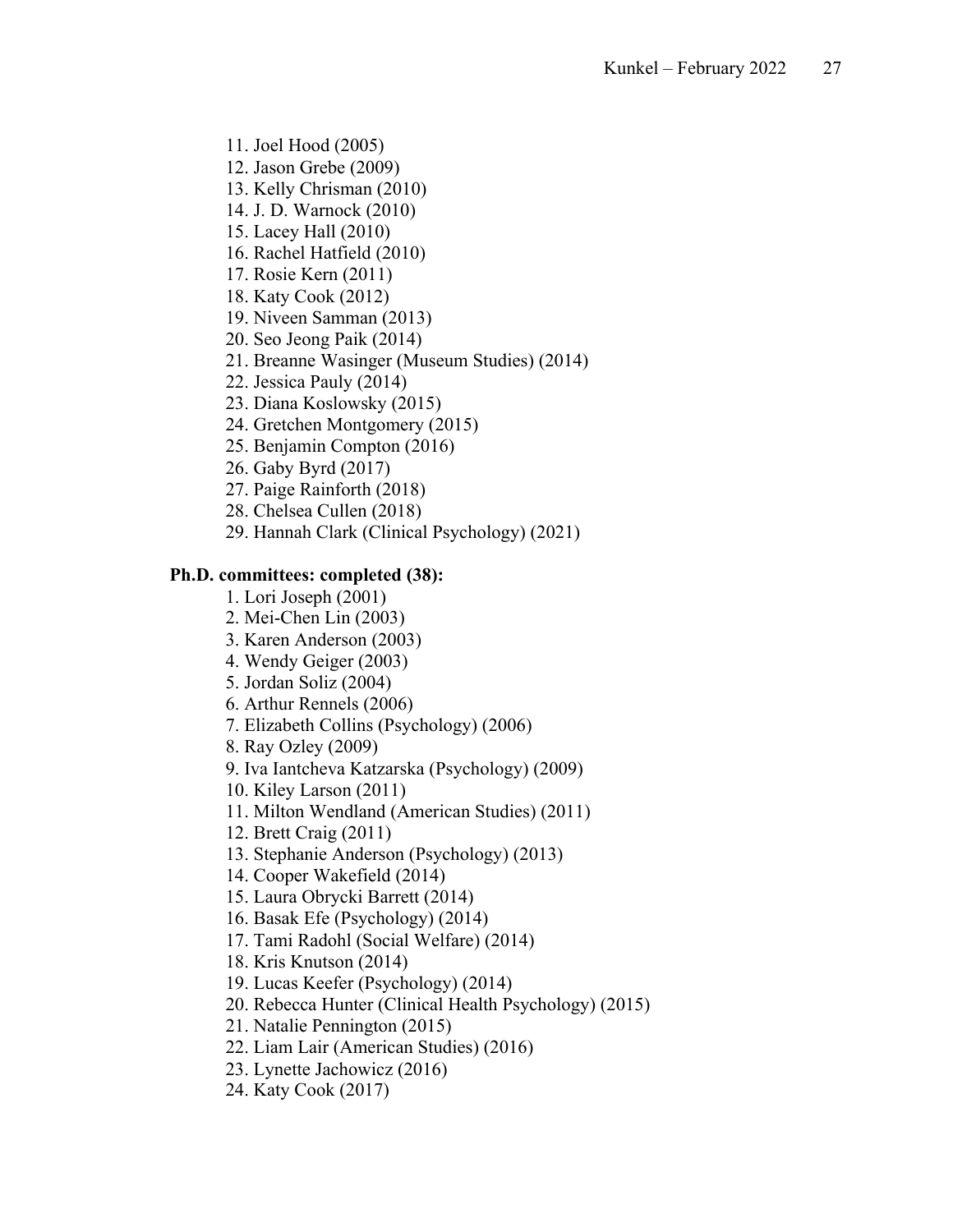11. Joel Hood (2005)
12. Jason Grebe (2009)
13. Kelly Chrisman (2010)
14. J. D. Warnock (2010)
15. Lacey Hall (2010)
16. Rachel Hatfield (2010)
17. Rosie Kern (2011)
18. Katy Cook (2012)
19. Niveen Samman (2013)
20. Seo Jeong Paik (2014)
21. Breanne Wasinger (Museum Studies) (2014)
22. Jessica Pauly (2014)
23. Diana Koslowsky (2015)
24. Gretchen Montgomery (2015)
25. Benjamin Compton (2016)
26. Gaby Byrd (2017)
27. Paige Rainforth (2018)
28. Chelsea Cullen (2018)
29. Hannah Clark (Clinical Psychology) (2021)

**Ph.D. committees: completed (38):**

1. Lori Joseph (2001)
2. Mei-Chen Lin (2003)
3. Karen Anderson (2003)
4. Wendy Geiger (2003)
5. Jordan Soliz (2004)
6. Arthur Rennels (2006)
7. Elizabeth Collins (Psychology) (2006)
8. Ray Ozley (2009)
9. Iva Iantcheva Katzarska (Psychology) (2009)
10. Kiley Larson (2011)
11. Milton Wendland (American Studies) (2011)
12. Brett Craig (2011)
13. Stephanie Anderson (Psychology) (2013)
14. Cooper Wakefield (2014)
15. Laura Obrycki Barrett (2014)
16. Basak Efe (Psychology) (2014)
17. Tami Radohl (Social Welfare) (2014)
18. Kris Knutson (2014)
19. Lucas Keefer (Psychology) (2014)
20. Rebecca Hunter (Clinical Health Psychology) (2015)
21. Natalie Pennington (2015)
22. Liam Lair (American Studies) (2016)
23. Lynette Jachowicz (2016)
24. Katy Cook (2017)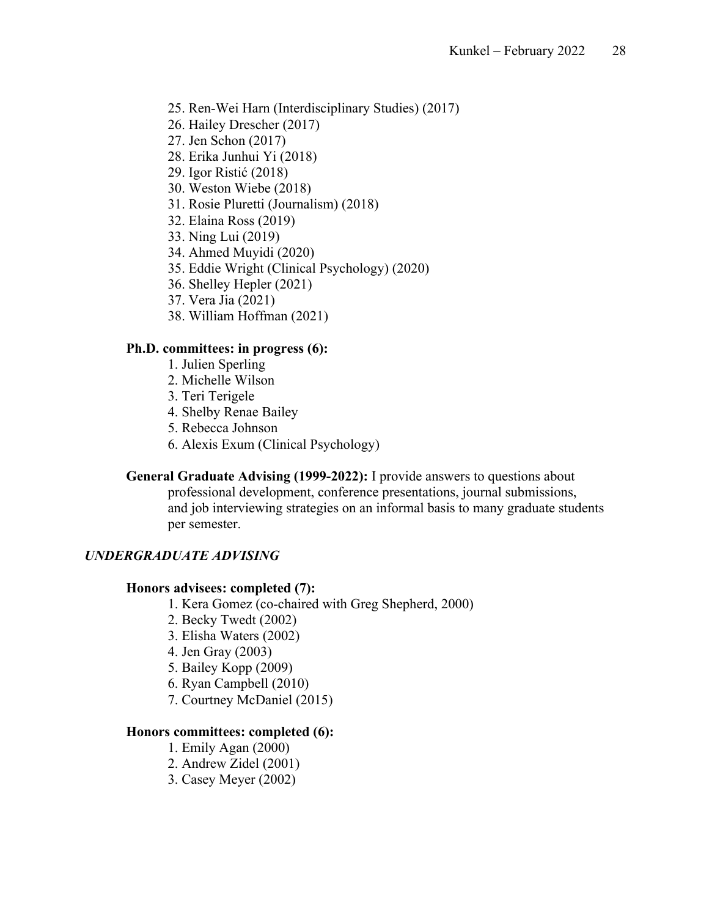25. Ren-Wei Harn (Interdisciplinary Studies) (2017)
26. Hailey Drescher (2017)
27. Jen Schon (2017)
28. Erika Junhui Yi (2018)
29. Igor Ristić (2018)
30. Weston Wiebe (2018)
31. Rosie Pluretti (Journalism) (2018)
32. Elaina Ross (2019)
33. Ning Lui (2019)
34. Ahmed Muyidi (2020)
35. Eddie Wright (Clinical Psychology) (2020)
36. Shelley Hepler (2021)
37. Vera Jia (2021)
38. William Hoffman (2021)

**Ph.D. committees: in progress (6):**

1. Julien Sperling
2. Michelle Wilson
3. Teri Terigele
4. Shelby Renae Bailey
5. Rebecca Johnson
6. Alexis Exum (Clinical Psychology)

**General Graduate Advising (1999-2022):** I provide answers to questions about professional development, conference presentations, journal submissions, and job interviewing strategies on an informal basis to many graduate students per semester.

### *UNDERGRADUATE ADVISING*

**Honors advisees: completed (7):**

1. Kera Gomez (co-chaired with Greg Shepherd, 2000)
2. Becky Twedt (2002)
3. Elisha Waters (2002)
4. Jen Gray (2003)
5. Bailey Kopp (2009)
6. Ryan Campbell (2010)
7. Courtney McDaniel (2015)

**Honors committees: completed (6):**

1. Emily Agan (2000)
2. Andrew Zidel (2001)
3. Casey Meyer (2002)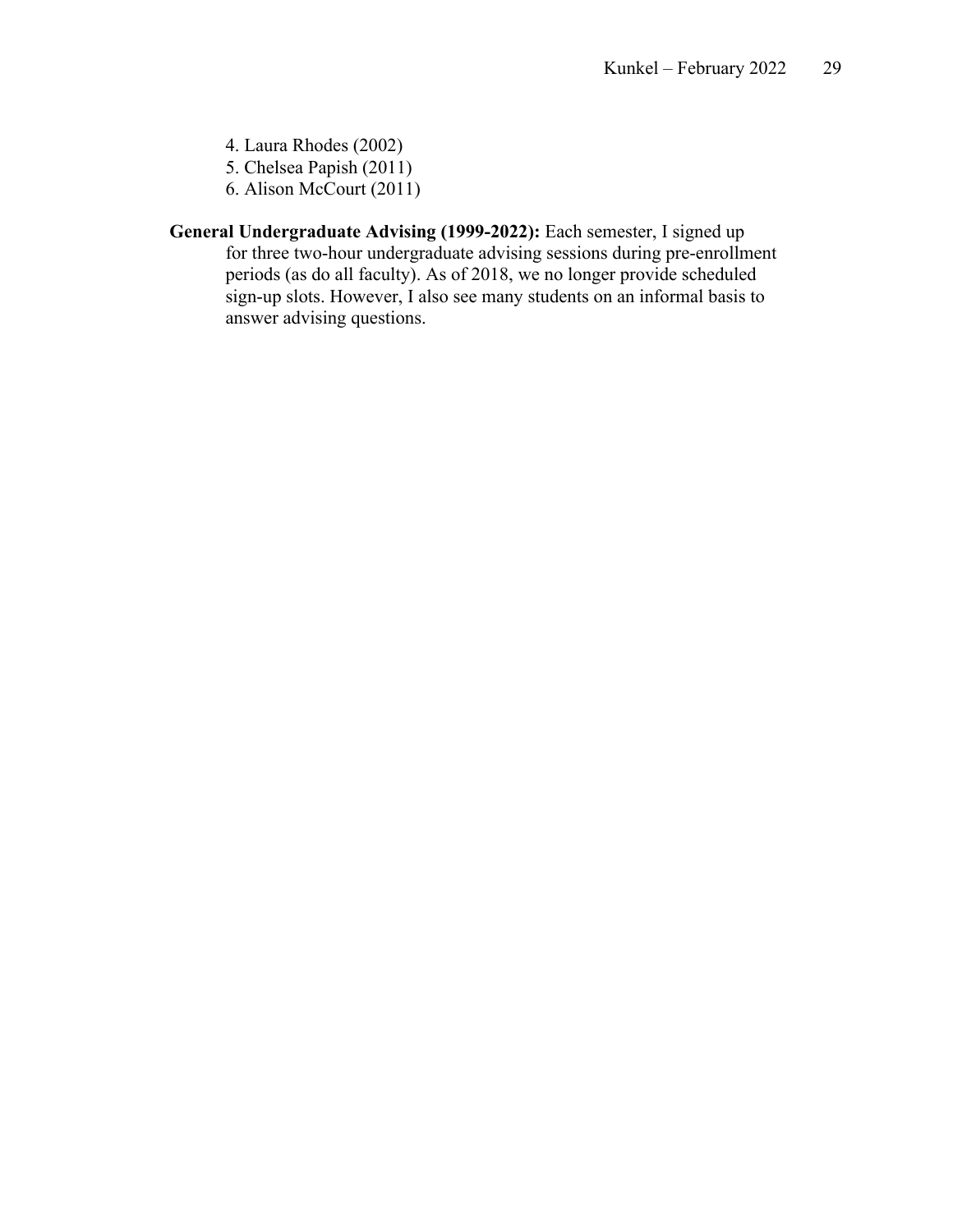4. Laura Rhodes (2002)
5. Chelsea Papish (2011)
6. Alison McCourt (2011)

**General Undergraduate Advising (1999-2022):** Each semester, I signed up for three two-hour undergraduate advising sessions during pre-enrollment periods (as do all faculty). As of 2018, we no longer provide scheduled sign-up slots. However, I also see many students on an informal basis to answer advising questions.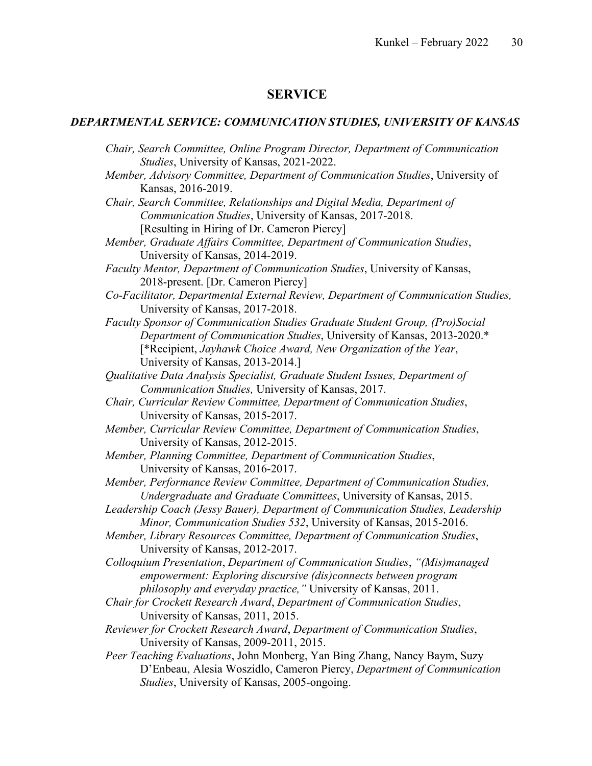# SERVICE

### *DEPARTMENTAL SERVICE: COMMUNICATION STUDIES, UNIVERSITY OF KANSAS*

*Chair, Search Committee, Online Program Director, Department of Communication Studies*, University of Kansas, 2021-2022.

*Member, Advisory Committee, Department of Communication Studies*, University of Kansas, 2016-2019.

*Chair, Search Committee, Relationships and Digital Media, Department of Communication Studies*, University of Kansas, 2017-2018. [Resulting in Hiring of Dr. Cameron Piercy]

*Member, Graduate Affairs Committee, Department of Communication Studies*, University of Kansas, 2014-2019.

*Faculty Mentor, Department of Communication Studies*, University of Kansas, 2018-present. [Dr. Cameron Piercy]

*Co-Facilitator, Departmental External Review, Department of Communication Studies,* University of Kansas, 2017-2018.

*Faculty Sponsor of Communication Studies Graduate Student Group, (Pro)Social Department of Communication Studies*, University of Kansas, 2013-2020.* [*Recipient, *Jayhawk Choice Award, New Organization of the Year*, University of Kansas, 2013-2014.]

*Qualitative Data Analysis Specialist, Graduate Student Issues, Department of Communication Studies,* University of Kansas, 2017.

*Chair, Curricular Review Committee, Department of Communication Studies*, University of Kansas, 2015-2017.

*Member, Curricular Review Committee, Department of Communication Studies*, University of Kansas, 2012-2015.

*Member, Planning Committee, Department of Communication Studies*, University of Kansas, 2016-2017.

*Member, Performance Review Committee, Department of Communication Studies, Undergraduate and Graduate Committees*, University of Kansas, 2015.

*Leadership Coach (Jessy Bauer), Department of Communication Studies, Leadership Minor, Communication Studies 532*, University of Kansas, 2015-2016.

*Member, Library Resources Committee, Department of Communication Studies*, University of Kansas, 2012-2017.

*Colloquium Presentation*, *Department of Communication Studies*, *"(Mis)managed empowerment: Exploring discursive (dis)connects between program philosophy and everyday practice,"* University of Kansas, 2011.

*Chair for Crockett Research Award*, *Department of Communication Studies*, University of Kansas, 2011, 2015.

*Reviewer for Crockett Research Award*, *Department of Communication Studies*, University of Kansas, 2009-2011, 2015.

*Peer Teaching Evaluations*, John Monberg, Yan Bing Zhang, Nancy Baym, Suzy D'Enbeau, Alesia Woszidlo, Cameron Piercy, *Department of Communication Studies*, University of Kansas, 2005-ongoing.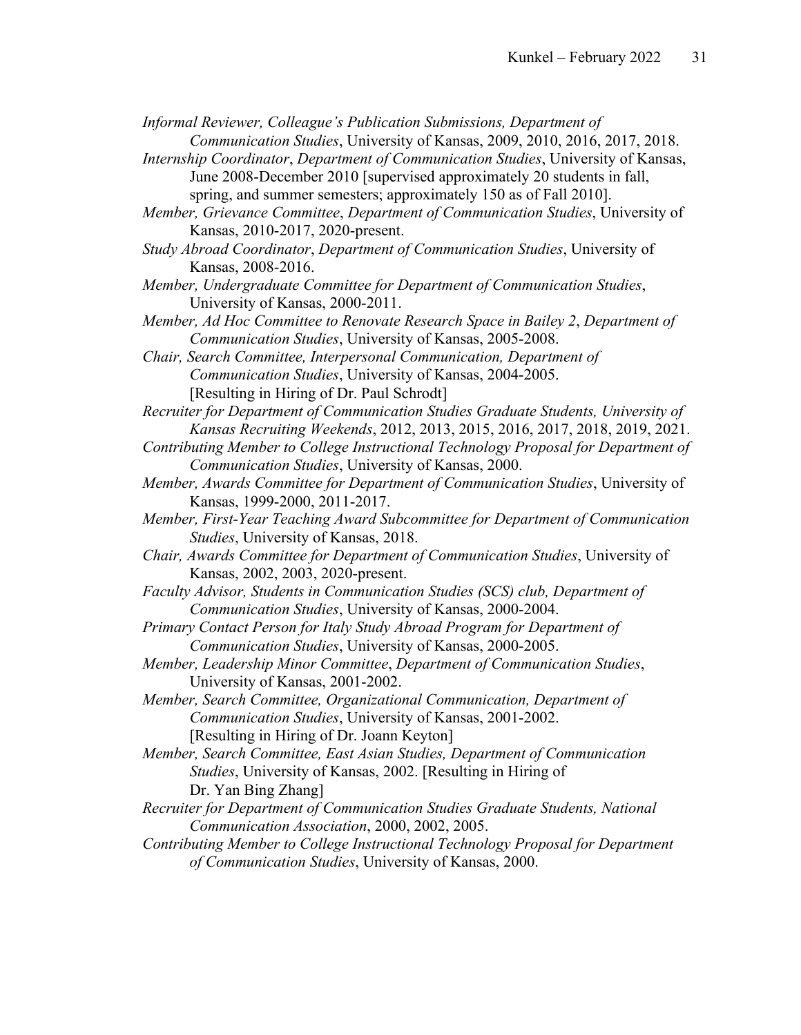*Informal Reviewer, Colleague's Publication Submissions, Department of Communication Studies*, University of Kansas, 2009, 2010, 2016, 2017, 2018.

*Internship Coordinator*, *Department of Communication Studies*, University of Kansas, June 2008-December 2010 [supervised approximately 20 students in fall, spring, and summer semesters; approximately 150 as of Fall 2010].

*Member, Grievance Committee*, *Department of Communication Studies*, University of Kansas, 2010-2017, 2020-present.

*Study Abroad Coordinator*, *Department of Communication Studies*, University of Kansas, 2008-2016.

*Member, Undergraduate Committee for Department of Communication Studies*, University of Kansas, 2000-2011.

*Member, Ad Hoc Committee to Renovate Research Space in Bailey 2*, *Department of Communication Studies*, University of Kansas, 2005-2008.

*Chair, Search Committee, Interpersonal Communication, Department of Communication Studies*, University of Kansas, 2004-2005. [Resulting in Hiring of Dr. Paul Schrodt]

*Recruiter for Department of Communication Studies Graduate Students, University of Kansas Recruiting Weekends*, 2012, 2013, 2015, 2016, 2017, 2018, 2019, 2021.

*Contributing Member to College Instructional Technology Proposal for Department of Communication Studies*, University of Kansas, 2000.

*Member, Awards Committee for Department of Communication Studies*, University of Kansas, 1999-2000, 2011-2017.

*Member, First-Year Teaching Award Subcommittee for Department of Communication Studies*, University of Kansas, 2018.

*Chair, Awards Committee for Department of Communication Studies*, University of Kansas, 2002, 2003, 2020-present.

*Faculty Advisor, Students in Communication Studies (SCS) club, Department of Communication Studies*, University of Kansas, 2000-2004.

*Primary Contact Person for Italy Study Abroad Program for Department of Communication Studies*, University of Kansas, 2000-2005.

*Member, Leadership Minor Committee*, *Department of Communication Studies*, University of Kansas, 2001-2002.

*Member, Search Committee, Organizational Communication, Department of Communication Studies*, University of Kansas, 2001-2002. [Resulting in Hiring of Dr. Joann Keyton]

*Member, Search Committee, East Asian Studies, Department of Communication Studies*, University of Kansas, 2002. [Resulting in Hiring of Dr. Yan Bing Zhang]

*Recruiter for Department of Communication Studies Graduate Students, National Communication Association*, 2000, 2002, 2005.

*Contributing Member to College Instructional Technology Proposal for Department of Communication Studies*, University of Kansas, 2000.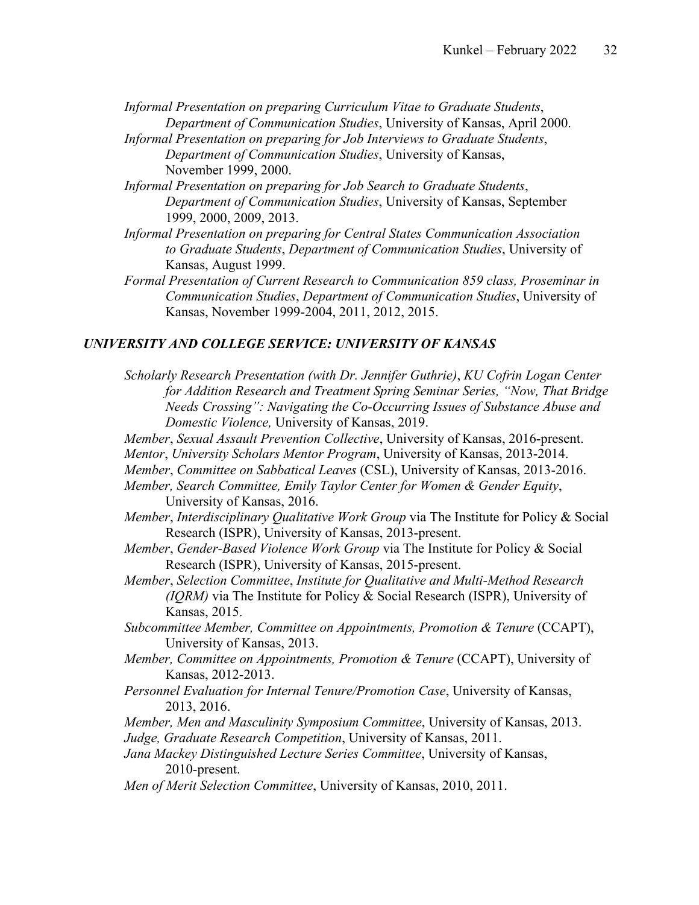*Informal Presentation on preparing Curriculum Vitae to Graduate Students*, *Department of Communication Studies*, University of Kansas, April 2000.

*Informal Presentation on preparing for Job Interviews to Graduate Students*, *Department of Communication Studies*, University of Kansas, November 1999, 2000.

*Informal Presentation on preparing for Job Search to Graduate Students*, *Department of Communication Studies*, University of Kansas, September 1999, 2000, 2009, 2013.

*Informal Presentation on preparing for Central States Communication Association to Graduate Students*, *Department of Communication Studies*, University of Kansas, August 1999.

*Formal Presentation of Current Research to Communication 859 class, Proseminar in Communication Studies*, *Department of Communication Studies*, University of Kansas, November 1999-2004, 2011, 2012, 2015.

### *UNIVERSITY AND COLLEGE SERVICE: UNIVERSITY OF KANSAS*

*Scholarly Research Presentation (with Dr. Jennifer Guthrie)*, *KU Cofrin Logan Center for Addition Research and Treatment Spring Seminar Series, "Now, That Bridge Needs Crossing": Navigating the Co-Occurring Issues of Substance Abuse and Domestic Violence,* University of Kansas, 2019.

*Member*, *Sexual Assault Prevention Collective*, University of Kansas, 2016-present.

*Mentor*, *University Scholars Mentor Program*, University of Kansas, 2013-2014.

*Member*, *Committee on Sabbatical Leaves* (CSL), University of Kansas, 2013-2016.

*Member, Search Committee, Emily Taylor Center for Women & Gender Equity*, University of Kansas, 2016.

*Member*, *Interdisciplinary Qualitative Work Group* via The Institute for Policy & Social Research (ISPR), University of Kansas, 2013-present.

*Member*, *Gender-Based Violence Work Group* via The Institute for Policy & Social Research (ISPR), University of Kansas, 2015-present.

*Member*, *Selection Committee*, *Institute for Qualitative and Multi-Method Research (IQRM)* via The Institute for Policy & Social Research (ISPR), University of Kansas, 2015.

*Subcommittee Member, Committee on Appointments, Promotion & Tenure* (CCAPT), University of Kansas, 2013.

*Member, Committee on Appointments, Promotion & Tenure* (CCAPT), University of Kansas, 2012-2013.

*Personnel Evaluation for Internal Tenure/Promotion Case*, University of Kansas, 2013, 2016.

*Member, Men and Masculinity Symposium Committee*, University of Kansas, 2013.

*Judge, Graduate Research Competition*, University of Kansas, 2011.

*Jana Mackey Distinguished Lecture Series Committee*, University of Kansas, 2010-present.

*Men of Merit Selection Committee*, University of Kansas, 2010, 2011.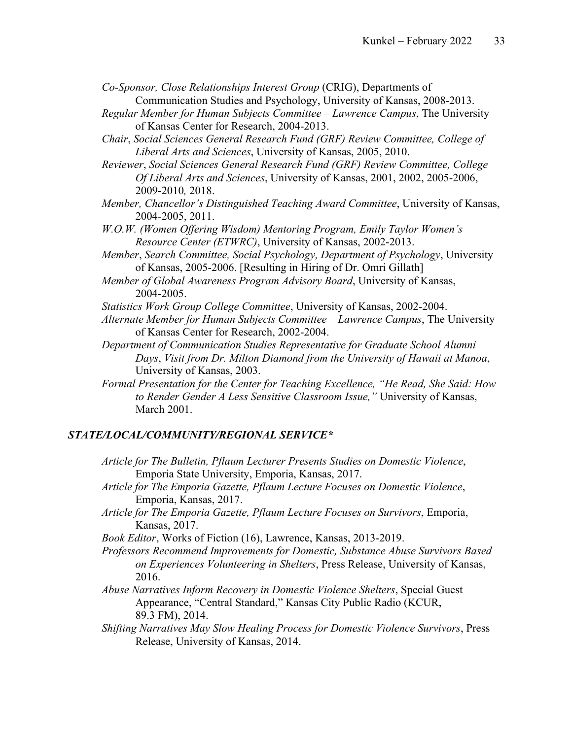*Co-Sponsor, Close Relationships Interest Group* (CRIG), Departments of Communication Studies and Psychology, University of Kansas, 2008-2013.

*Regular Member for Human Subjects Committee – Lawrence Campus*, The University of Kansas Center for Research, 2004-2013.

*Chair*, *Social Sciences General Research Fund (GRF) Review Committee, College of Liberal Arts and Sciences*, University of Kansas, 2005, 2010.

*Reviewer*, *Social Sciences General Research Fund (GRF) Review Committee, College Of Liberal Arts and Sciences*, University of Kansas, 2001, 2002, 2005-2006, 2009-2010*,* 2018.

*Member, Chancellor's Distinguished Teaching Award Committee*, University of Kansas, 2004-2005, 2011.

*W.O.W. (Women Offering Wisdom) Mentoring Program, Emily Taylor Women's Resource Center (ETWRC)*, University of Kansas, 2002-2013.

*Member*, *Search Committee, Social Psychology, Department of Psychology*, University of Kansas, 2005-2006. [Resulting in Hiring of Dr. Omri Gillath]

*Member of Global Awareness Program Advisory Board*, University of Kansas, 2004-2005.

*Statistics Work Group College Committee*, University of Kansas, 2002-2004.

*Alternate Member for Human Subjects Committee – Lawrence Campus*, The University of Kansas Center for Research, 2002-2004.

*Department of Communication Studies Representative for Graduate School Alumni Days*, *Visit from Dr. Milton Diamond from the University of Hawaii at Manoa*, University of Kansas, 2003.

*Formal Presentation for the Center for Teaching Excellence, "He Read, She Said: How to Render Gender A Less Sensitive Classroom Issue,"* University of Kansas, March 2001.

## *STATE/LOCAL/COMMUNITY/REGIONAL SERVICE\**

*Article for The Bulletin, Pflaum Lecturer Presents Studies on Domestic Violence*, Emporia State University, Emporia, Kansas, 2017.

*Article for The Emporia Gazette, Pflaum Lecture Focuses on Domestic Violence*, Emporia, Kansas, 2017.

*Article for The Emporia Gazette, Pflaum Lecture Focuses on Survivors*, Emporia, Kansas, 2017.

*Book Editor*, Works of Fiction (16), Lawrence, Kansas, 2013-2019.

*Professors Recommend Improvements for Domestic, Substance Abuse Survivors Based on Experiences Volunteering in Shelters*, Press Release, University of Kansas, 2016.

*Abuse Narratives Inform Recovery in Domestic Violence Shelters*, Special Guest Appearance, "Central Standard," Kansas City Public Radio (KCUR, 89.3 FM), 2014.

*Shifting Narratives May Slow Healing Process for Domestic Violence Survivors*, Press Release, University of Kansas, 2014.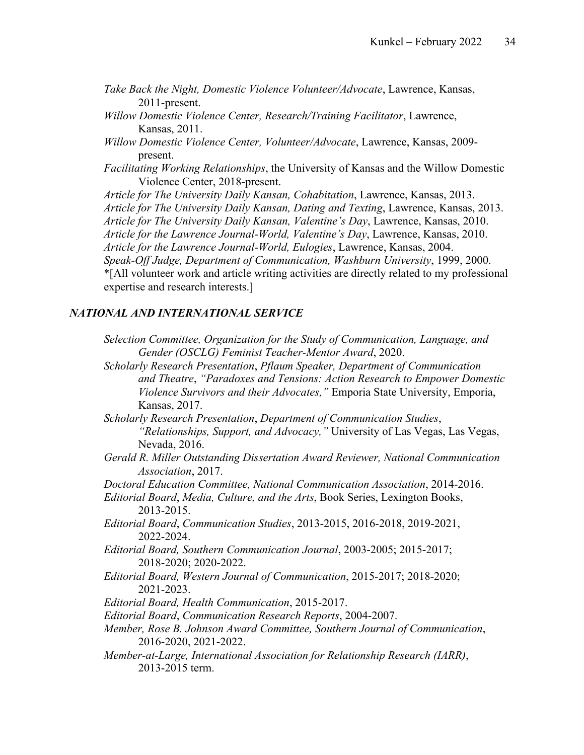*Take Back the Night, Domestic Violence Volunteer/Advocate*, Lawrence, Kansas, 2011-present.

*Willow Domestic Violence Center, Research/Training Facilitator*, Lawrence, Kansas, 2011.

*Willow Domestic Violence Center, Volunteer/Advocate*, Lawrence, Kansas, 2009-present.

*Facilitating Working Relationships*, the University of Kansas and the Willow Domestic Violence Center, 2018-present.

*Article for The University Daily Kansan, Cohabitation*, Lawrence, Kansas, 2013.

*Article for The University Daily Kansan, Dating and Texting*, Lawrence, Kansas, 2013.

*Article for The University Daily Kansan, Valentine's Day*, Lawrence, Kansas, 2010.

*Article for the Lawrence Journal-World, Valentine's Day*, Lawrence, Kansas, 2010.

*Article for the Lawrence Journal-World, Eulogies*, Lawrence, Kansas, 2004.

*Speak-Off Judge, Department of Communication, Washburn University*, 1999, 2000.

*[All volunteer work and article writing activities are directly related to my professional expertise and research interests.]

### *NATIONAL AND INTERNATIONAL SERVICE*

*Selection Committee, Organization for the Study of Communication, Language, and Gender (OSCLG) Feminist Teacher-Mentor Award*, 2020.

*Scholarly Research Presentation*, *Pflaum Speaker, Department of Communication and Theatre*, *"Paradoxes and Tensions: Action Research to Empower Domestic Violence Survivors and their Advocates,"* Emporia State University, Emporia, Kansas, 2017.

*Scholarly Research Presentation*, *Department of Communication Studies*, *"Relationships, Support, and Advocacy,"* University of Las Vegas, Las Vegas, Nevada, 2016.

*Gerald R. Miller Outstanding Dissertation Award Reviewer, National Communication Association*, 2017.

*Doctoral Education Committee, National Communication Association*, 2014-2016.

*Editorial Board*, *Media, Culture, and the Arts*, Book Series, Lexington Books, 2013-2015.

*Editorial Board*, *Communication Studies*, 2013-2015, 2016-2018, 2019-2021, 2022-2024.

*Editorial Board, Southern Communication Journal*, 2003-2005; 2015-2017; 2018-2020; 2020-2022.

*Editorial Board, Western Journal of Communication*, 2015-2017; 2018-2020; 2021-2023.

*Editorial Board, Health Communication*, 2015-2017.

*Editorial Board*, *Communication Research Reports*, 2004-2007.

*Member, Rose B. Johnson Award Committee, Southern Journal of Communication*, 2016-2020, 2021-2022.

*Member-at-Large, International Association for Relationship Research (IARR)*, 2013-2015 term.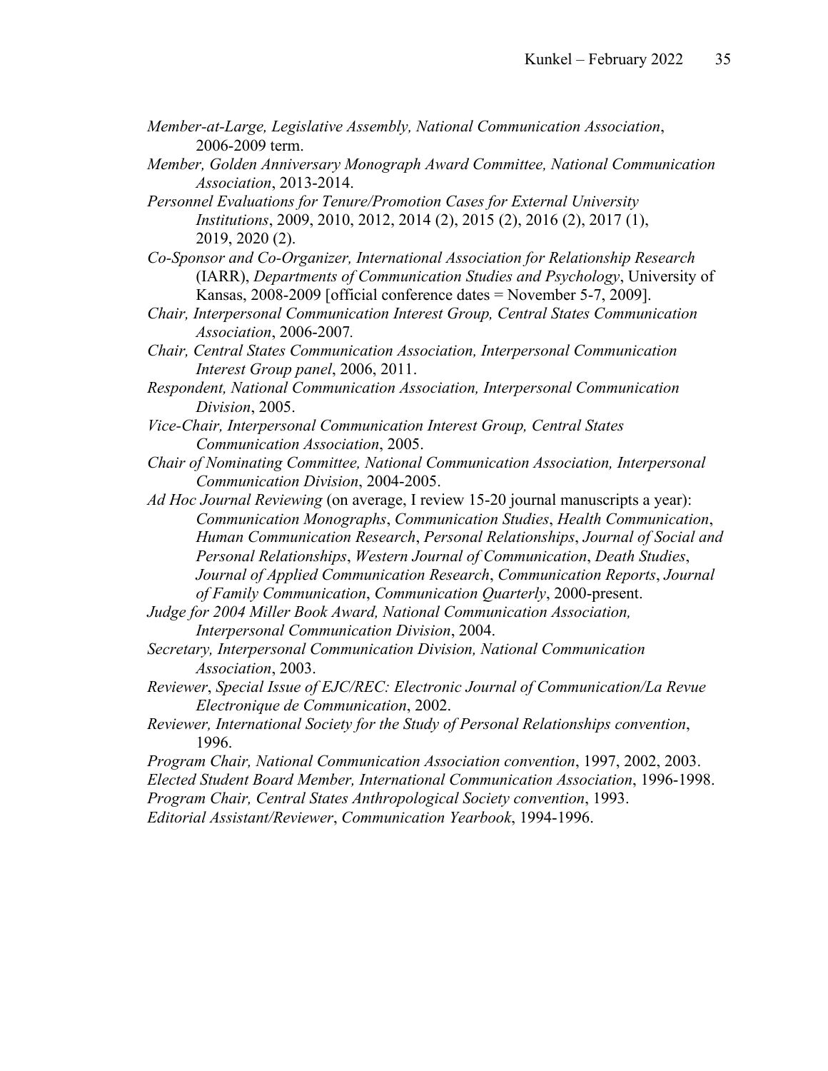*Member-at-Large, Legislative Assembly, National Communication Association*, 2006-2009 term.

*Member, Golden Anniversary Monograph Award Committee, National Communication Association*, 2013-2014.

*Personnel Evaluations for Tenure/Promotion Cases for External University Institutions*, 2009, 2010, 2012, 2014 (2), 2015 (2), 2016 (2), 2017 (1), 2019, 2020 (2).

*Co-Sponsor and Co-Organizer, International Association for Relationship Research* (IARR), *Departments of Communication Studies and Psychology*, University of Kansas, 2008-2009 [official conference dates = November 5-7, 2009].

*Chair, Interpersonal Communication Interest Group, Central States Communication Association*, 2006-2007.

*Chair, Central States Communication Association, Interpersonal Communication Interest Group panel*, 2006, 2011.

*Respondent, National Communication Association, Interpersonal Communication Division*, 2005.

*Vice-Chair, Interpersonal Communication Interest Group, Central States Communication Association*, 2005.

*Chair of Nominating Committee, National Communication Association, Interpersonal Communication Division*, 2004-2005.

*Ad Hoc Journal Reviewing* (on average, I review 15-20 journal manuscripts a year): *Communication Monographs*, *Communication Studies*, *Health Communication*, *Human Communication Research*, *Personal Relationships*, *Journal of Social and Personal Relationships*, *Western Journal of Communication*, *Death Studies*, *Journal of Applied Communication Research*, *Communication Reports*, *Journal of Family Communication*, *Communication Quarterly*, 2000-present.

*Judge for 2004 Miller Book Award, National Communication Association, Interpersonal Communication Division*, 2004.

*Secretary, Interpersonal Communication Division, National Communication Association*, 2003.

*Reviewer*, *Special Issue of EJC/REC: Electronic Journal of Communication/La Revue Electronique de Communication*, 2002.

*Reviewer, International Society for the Study of Personal Relationships convention*, 1996.

*Program Chair, National Communication Association convention*, 1997, 2002, 2003.

*Elected Student Board Member, International Communication Association*, 1996-1998.

*Program Chair, Central States Anthropological Society convention*, 1993.

*Editorial Assistant/Reviewer*, *Communication Yearbook*, 1994-1996.